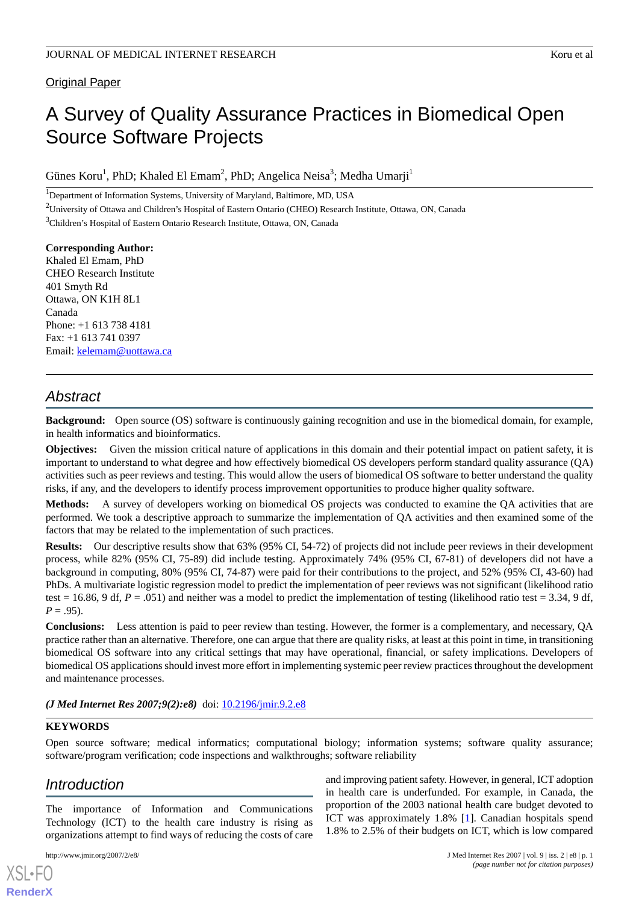Original Paper

# A Survey of Quality Assurance Practices in Biomedical Open Source Software Projects

Günes Koru[1], PhD; Khaled El Emam[2], PhD; Angelica Neisa[3]; Medha Umarji[1]

[1]Department of Information Systems, University of Maryland, Baltimore, MD, USA

[2]University of Ottawa and Children's Hospital of Eastern Ontario (CHEO) Research Institute, Ottawa, ON, Canada

[3]Children's Hospital of Eastern Ontario Research Institute, Ottawa, ON, Canada

**Corresponding Author:**
Khaled El Emam, PhD
CHEO Research Institute
401 Smyth Rd
Ottawa, ON K1H 8L1
Canada
Phone: +1 613 738 4181
Fax: +1 613 741 0397
Email: kelemam@uottawa.ca

## Abstract

**Background:** Open source (OS) software is continuously gaining recognition and use in the biomedical domain, for example, in health informatics and bioinformatics.

**Objectives:** Given the mission critical nature of applications in this domain and their potential impact on patient safety, it is important to understand to what degree and how effectively biomedical OS developers perform standard quality assurance (QA) activities such as peer reviews and testing. This would allow the users of biomedical OS software to better understand the quality risks, if any, and the developers to identify process improvement opportunities to produce higher quality software.

**Methods:** A survey of developers working on biomedical OS projects was conducted to examine the QA activities that are performed. We took a descriptive approach to summarize the implementation of QA activities and then examined some of the factors that may be related to the implementation of such practices.

**Results:** Our descriptive results show that 63% (95% CI, 54-72) of projects did not include peer reviews in their development process, while 82% (95% CI, 75-89) did include testing. Approximately 74% (95% CI, 67-81) of developers did not have a background in computing, 80% (95% CI, 74-87) were paid for their contributions to the project, and 52% (95% CI, 43-60) had PhDs. A multivariate logistic regression model to predict the implementation of peer reviews was not significant (likelihood ratio test = 16.86, 9 df, $P$ = .051) and neither was a model to predict the implementation of testing (likelihood ratio test = 3.34, 9 df, $P$ = .95).

**Conclusions:** Less attention is paid to peer review than testing. However, the former is a complementary, and necessary, QA practice rather than an alternative. Therefore, one can argue that there are quality risks, at least at this point in time, in transitioning biomedical OS software into any critical settings that may have operational, financial, or safety implications. Developers of biomedical OS applications should invest more effort in implementing systemic peer review practices throughout the development and maintenance processes.

***(J Med Internet Res 2007;9(2):e8)*** doi: 10.2196/jmir.9.2.e8

**KEYWORDS**

Open source software; medical informatics; computational biology; information systems; software quality assurance; software/program verification; code inspections and walkthroughs; software reliability

## Introduction

The importance of Information and Communications Technology (ICT) to the health care industry is rising as organizations attempt to find ways of reducing the costs of care and improving patient safety. However, in general, ICT adoption in health care is underfunded. For example, in Canada, the proportion of the 2003 national health care budget devoted to ICT was approximately 1.8% [1]. Canadian hospitals spend 1.8% to 2.5% of their budgets on ICT, which is low compared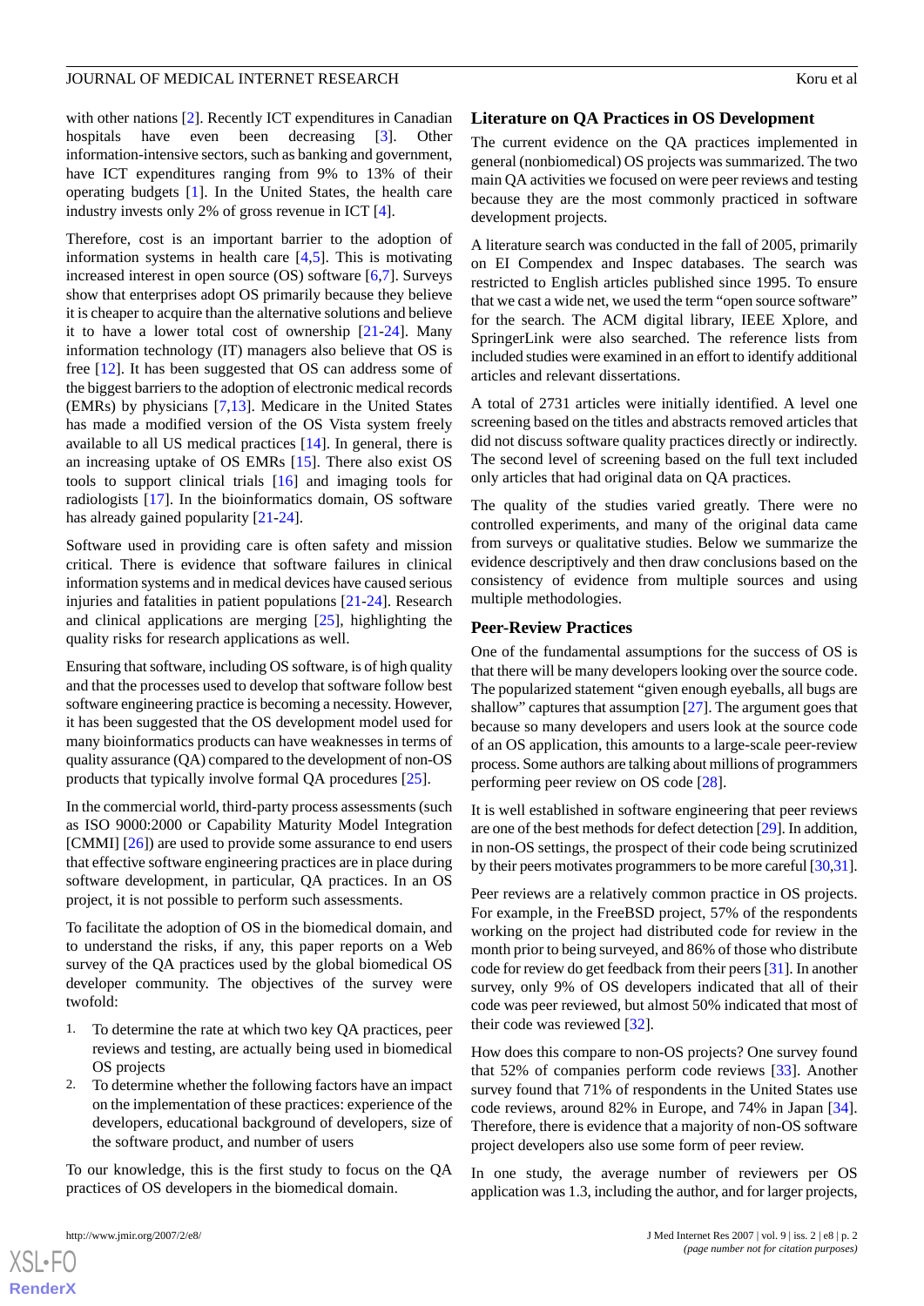with other nations [2]. Recently ICT expenditures in Canadian hospitals have even been decreasing [3]. Other information-intensive sectors, such as banking and government, have ICT expenditures ranging from 9% to 13% of their operating budgets [1]. In the United States, the health care industry invests only 2% of gross revenue in ICT [4].

Therefore, cost is an important barrier to the adoption of information systems in health care [4,5]. This is motivating increased interest in open source (OS) software [6,7]. Surveys show that enterprises adopt OS primarily because they believe it is cheaper to acquire than the alternative solutions and believe it to have a lower total cost of ownership [21-24]. Many information technology (IT) managers also believe that OS is free [12]. It has been suggested that OS can address some of the biggest barriers to the adoption of electronic medical records (EMRs) by physicians [7,13]. Medicare in the United States has made a modified version of the OS Vista system freely available to all US medical practices [14]. In general, there is an increasing uptake of OS EMRs [15]. There also exist OS tools to support clinical trials [16] and imaging tools for radiologists [17]. In the bioinformatics domain, OS software has already gained popularity [21-24].

Software used in providing care is often safety and mission critical. There is evidence that software failures in clinical information systems and in medical devices have caused serious injuries and fatalities in patient populations [21-24]. Research and clinical applications are merging [25], highlighting the quality risks for research applications as well.

Ensuring that software, including OS software, is of high quality and that the processes used to develop that software follow best software engineering practice is becoming a necessity. However, it has been suggested that the OS development model used for many bioinformatics products can have weaknesses in terms of quality assurance (QA) compared to the development of non-OS products that typically involve formal QA procedures [25].

In the commercial world, third-party process assessments (such as ISO 9000:2000 or Capability Maturity Model Integration [CMMI] [26]) are used to provide some assurance to end users that effective software engineering practices are in place during software development, in particular, QA practices. In an OS project, it is not possible to perform such assessments.

To facilitate the adoption of OS in the biomedical domain, and to understand the risks, if any, this paper reports on a Web survey of the QA practices used by the global biomedical OS developer community. The objectives of the survey were twofold:

1. To determine the rate at which two key QA practices, peer reviews and testing, are actually being used in biomedical OS projects
2. To determine whether the following factors have an impact on the implementation of these practices: experience of the developers, educational background of developers, size of the software product, and number of users

To our knowledge, this is the first study to focus on the QA practices of OS developers in the biomedical domain.

## Literature on QA Practices in OS Development

The current evidence on the QA practices implemented in general (nonbiomedical) OS projects was summarized. The two main QA activities we focused on were peer reviews and testing because they are the most commonly practiced in software development projects.

A literature search was conducted in the fall of 2005, primarily on EI Compendex and Inspec databases. The search was restricted to English articles published since 1995. To ensure that we cast a wide net, we used the term "open source software" for the search. The ACM digital library, IEEE Xplore, and SpringerLink were also searched. The reference lists from included studies were examined in an effort to identify additional articles and relevant dissertations.

A total of 2731 articles were initially identified. A level one screening based on the titles and abstracts removed articles that did not discuss software quality practices directly or indirectly. The second level of screening based on the full text included only articles that had original data on QA practices.

The quality of the studies varied greatly. There were no controlled experiments, and many of the original data came from surveys or qualitative studies. Below we summarize the evidence descriptively and then draw conclusions based on the consistency of evidence from multiple sources and using multiple methodologies.

### Peer-Review Practices

One of the fundamental assumptions for the success of OS is that there will be many developers looking over the source code. The popularized statement "given enough eyeballs, all bugs are shallow" captures that assumption [27]. The argument goes that because so many developers and users look at the source code of an OS application, this amounts to a large-scale peer-review process. Some authors are talking about millions of programmers performing peer review on OS code [28].

It is well established in software engineering that peer reviews are one of the best methods for defect detection [29]. In addition, in non-OS settings, the prospect of their code being scrutinized by their peers motivates programmers to be more careful [30,31].

Peer reviews are a relatively common practice in OS projects. For example, in the FreeBSD project, 57% of the respondents working on the project had distributed code for review in the month prior to being surveyed, and 86% of those who distribute code for review do get feedback from their peers [31]. In another survey, only 9% of OS developers indicated that all of their code was peer reviewed, but almost 50% indicated that most of their code was reviewed [32].

How does this compare to non-OS projects? One survey found that 52% of companies perform code reviews [33]. Another survey found that 71% of respondents in the United States use code reviews, around 82% in Europe, and 74% in Japan [34]. Therefore, there is evidence that a majority of non-OS software project developers also use some form of peer review.

In one study, the average number of reviewers per OS application was 1.3, including the author, and for larger projects,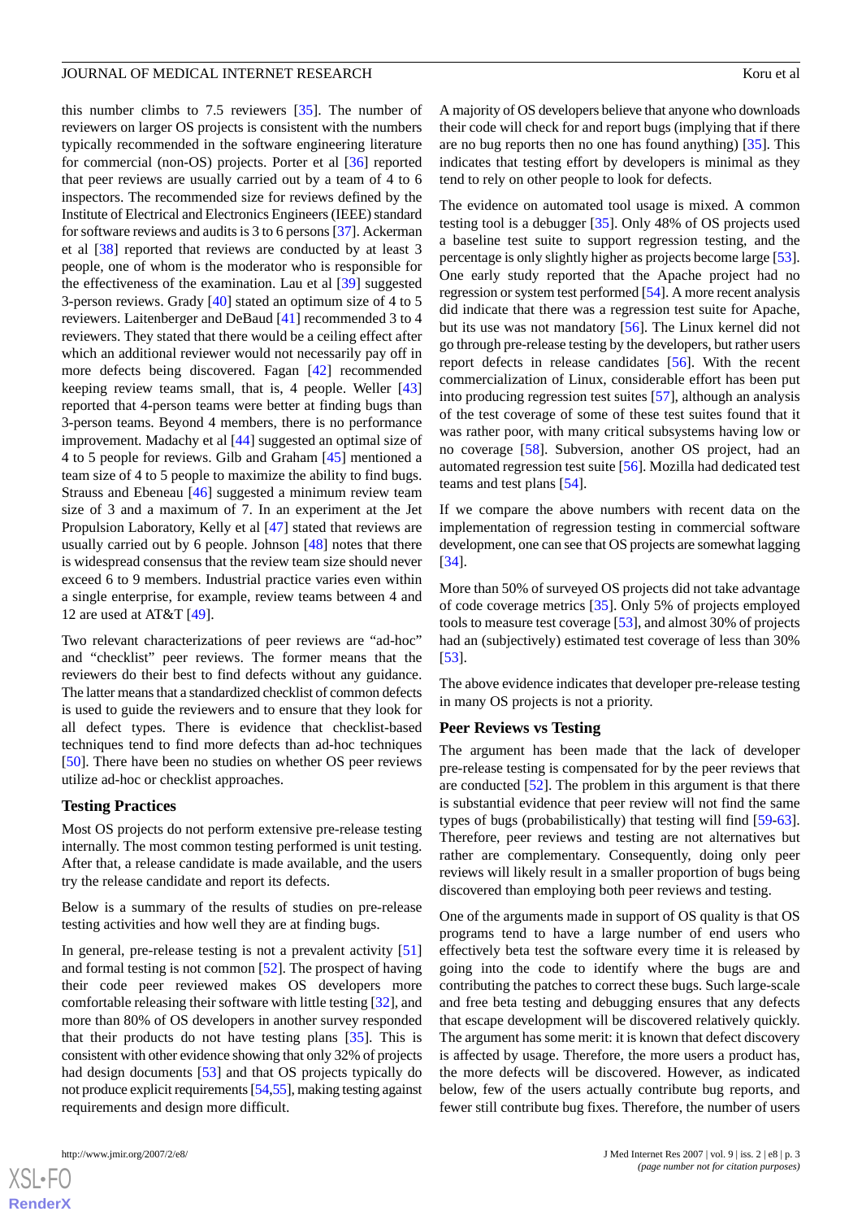this number climbs to 7.5 reviewers [35]. The number of reviewers on larger OS projects is consistent with the numbers typically recommended in the software engineering literature for commercial (non-OS) projects. Porter et al [36] reported that peer reviews are usually carried out by a team of 4 to 6 inspectors. The recommended size for reviews defined by the Institute of Electrical and Electronics Engineers (IEEE) standard for software reviews and audits is 3 to 6 persons [37]. Ackerman et al [38] reported that reviews are conducted by at least 3 people, one of whom is the moderator who is responsible for the effectiveness of the examination. Lau et al [39] suggested 3-person reviews. Grady [40] stated an optimum size of 4 to 5 reviewers. Laitenberger and DeBaud [41] recommended 3 to 4 reviewers. They stated that there would be a ceiling effect after which an additional reviewer would not necessarily pay off in more defects being discovered. Fagan [42] recommended keeping review teams small, that is, 4 people. Weller [43] reported that 4-person teams were better at finding bugs than 3-person teams. Beyond 4 members, there is no performance improvement. Madachy et al [44] suggested an optimal size of 4 to 5 people for reviews. Gilb and Graham [45] mentioned a team size of 4 to 5 people to maximize the ability to find bugs. Strauss and Ebeneau [46] suggested a minimum review team size of 3 and a maximum of 7. In an experiment at the Jet Propulsion Laboratory, Kelly et al [47] stated that reviews are usually carried out by 6 people. Johnson [48] notes that there is widespread consensus that the review team size should never exceed 6 to 9 members. Industrial practice varies even within a single enterprise, for example, review teams between 4 and 12 are used at AT&T [49].

Two relevant characterizations of peer reviews are "ad-hoc" and "checklist" peer reviews. The former means that the reviewers do their best to find defects without any guidance. The latter means that a standardized checklist of common defects is used to guide the reviewers and to ensure that they look for all defect types. There is evidence that checklist-based techniques tend to find more defects than ad-hoc techniques [50]. There have been no studies on whether OS peer reviews utilize ad-hoc or checklist approaches.

### Testing Practices

Most OS projects do not perform extensive pre-release testing internally. The most common testing performed is unit testing. After that, a release candidate is made available, and the users try the release candidate and report its defects.

Below is a summary of the results of studies on pre-release testing activities and how well they are at finding bugs.

In general, pre-release testing is not a prevalent activity [51] and formal testing is not common [52]. The prospect of having their code peer reviewed makes OS developers more comfortable releasing their software with little testing [32], and more than 80% of OS developers in another survey responded that their products do not have testing plans [35]. This is consistent with other evidence showing that only 32% of projects had design documents [53] and that OS projects typically do not produce explicit requirements [54,55], making testing against requirements and design more difficult.

A majority of OS developers believe that anyone who downloads their code will check for and report bugs (implying that if there are no bug reports then no one has found anything) [35]. This indicates that testing effort by developers is minimal as they tend to rely on other people to look for defects.

The evidence on automated tool usage is mixed. A common testing tool is a debugger [35]. Only 48% of OS projects used a baseline test suite to support regression testing, and the percentage is only slightly higher as projects become large [53]. One early study reported that the Apache project had no regression or system test performed [54]. A more recent analysis did indicate that there was a regression test suite for Apache, but its use was not mandatory [56]. The Linux kernel did not go through pre-release testing by the developers, but rather users report defects in release candidates [56]. With the recent commercialization of Linux, considerable effort has been put into producing regression test suites [57], although an analysis of the test coverage of some of these test suites found that it was rather poor, with many critical subsystems having low or no coverage [58]. Subversion, another OS project, had an automated regression test suite [56]. Mozilla had dedicated test teams and test plans [54].

If we compare the above numbers with recent data on the implementation of regression testing in commercial software development, one can see that OS projects are somewhat lagging [34].

More than 50% of surveyed OS projects did not take advantage of code coverage metrics [35]. Only 5% of projects employed tools to measure test coverage [53], and almost 30% of projects had an (subjectively) estimated test coverage of less than 30% [53].

The above evidence indicates that developer pre-release testing in many OS projects is not a priority.

### Peer Reviews vs Testing

The argument has been made that the lack of developer pre-release testing is compensated for by the peer reviews that are conducted [52]. The problem in this argument is that there is substantial evidence that peer review will not find the same types of bugs (probabilistically) that testing will find [59-63]. Therefore, peer reviews and testing are not alternatives but rather are complementary. Consequently, doing only peer reviews will likely result in a smaller proportion of bugs being discovered than employing both peer reviews and testing.

One of the arguments made in support of OS quality is that OS programs tend to have a large number of end users who effectively beta test the software every time it is released by going into the code to identify where the bugs are and contributing the patches to correct these bugs. Such large-scale and free beta testing and debugging ensures that any defects that escape development will be discovered relatively quickly. The argument has some merit: it is known that defect discovery is affected by usage. Therefore, the more users a product has, the more defects will be discovered. However, as indicated below, few of the users actually contribute bug reports, and fewer still contribute bug fixes. Therefore, the number of users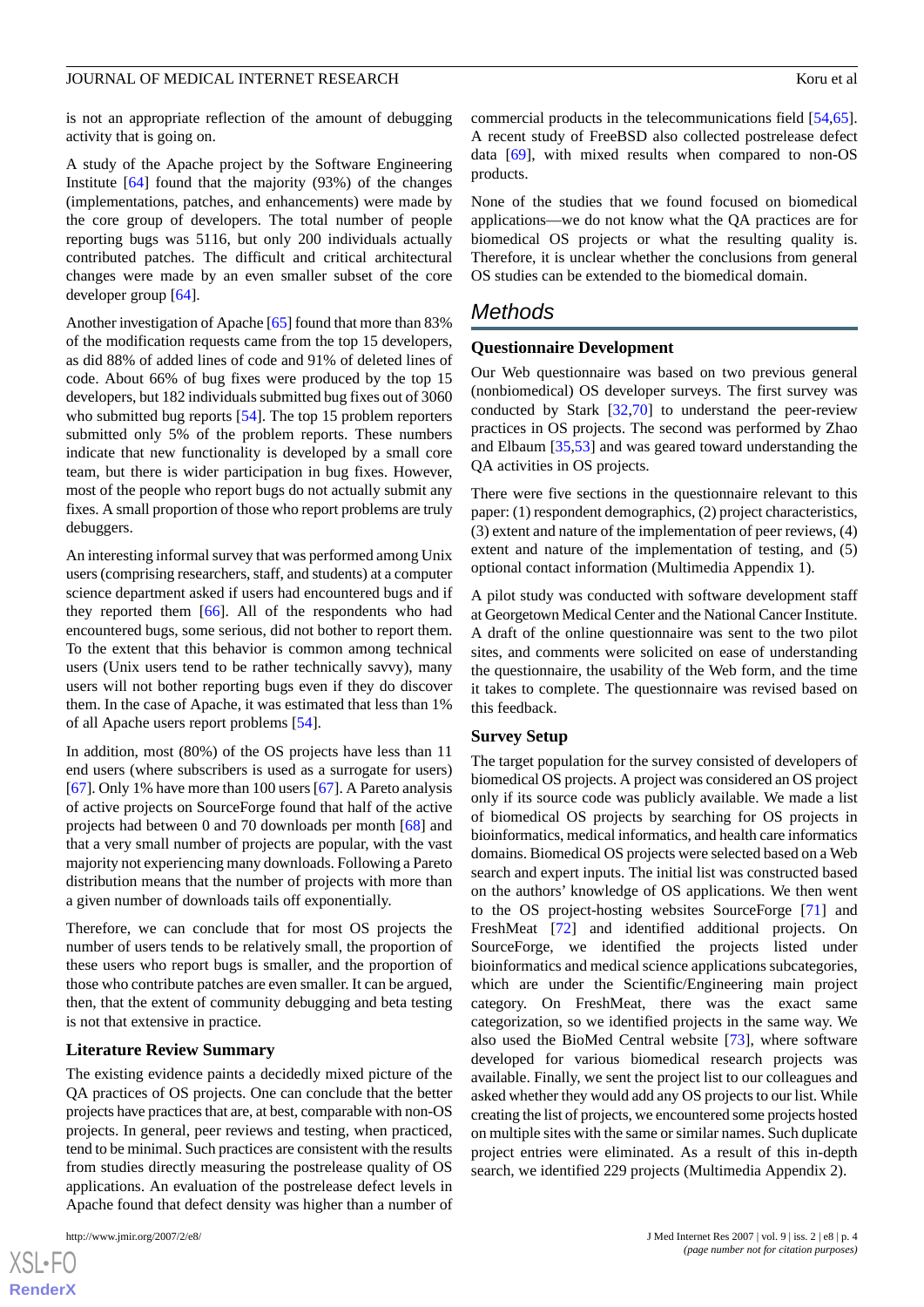is not an appropriate reflection of the amount of debugging activity that is going on.

A study of the Apache project by the Software Engineering Institute [64] found that the majority (93%) of the changes (implementations, patches, and enhancements) were made by the core group of developers. The total number of people reporting bugs was 5116, but only 200 individuals actually contributed patches. The difficult and critical architectural changes were made by an even smaller subset of the core developer group [64].

Another investigation of Apache [65] found that more than 83% of the modification requests came from the top 15 developers, as did 88% of added lines of code and 91% of deleted lines of code. About 66% of bug fixes were produced by the top 15 developers, but 182 individuals submitted bug fixes out of 3060 who submitted bug reports [54]. The top 15 problem reporters submitted only 5% of the problem reports. These numbers indicate that new functionality is developed by a small core team, but there is wider participation in bug fixes. However, most of the people who report bugs do not actually submit any fixes. A small proportion of those who report problems are truly debuggers.

An interesting informal survey that was performed among Unix users (comprising researchers, staff, and students) at a computer science department asked if users had encountered bugs and if they reported them [66]. All of the respondents who had encountered bugs, some serious, did not bother to report them. To the extent that this behavior is common among technical users (Unix users tend to be rather technically savvy), many users will not bother reporting bugs even if they do discover them. In the case of Apache, it was estimated that less than 1% of all Apache users report problems [54].

In addition, most (80%) of the OS projects have less than 11 end users (where subscribers is used as a surrogate for users) [67]. Only 1% have more than 100 users [67]. A Pareto analysis of active projects on SourceForge found that half of the active projects had between 0 and 70 downloads per month [68] and that a very small number of projects are popular, with the vast majority not experiencing many downloads. Following a Pareto distribution means that the number of projects with more than a given number of downloads tails off exponentially.

Therefore, we can conclude that for most OS projects the number of users tends to be relatively small, the proportion of these users who report bugs is smaller, and the proportion of those who contribute patches are even smaller. It can be argued, then, that the extent of community debugging and beta testing is not that extensive in practice.

### Literature Review Summary

The existing evidence paints a decidedly mixed picture of the QA practices of OS projects. One can conclude that the better projects have practices that are, at best, comparable with non-OS projects. In general, peer reviews and testing, when practiced, tend to be minimal. Such practices are consistent with the results from studies directly measuring the postrelease quality of OS applications. An evaluation of the postrelease defect levels in Apache found that defect density was higher than a number of commercial products in the telecommunications field [54,65]. A recent study of FreeBSD also collected postrelease defect data [69], with mixed results when compared to non-OS products.

None of the studies that we found focused on biomedical applications—we do not know what the QA practices are for biomedical OS projects or what the resulting quality is. Therefore, it is unclear whether the conclusions from general OS studies can be extended to the biomedical domain.

## Methods

### Questionnaire Development

Our Web questionnaire was based on two previous general (nonbiomedical) OS developer surveys. The first survey was conducted by Stark [32,70] to understand the peer-review practices in OS projects. The second was performed by Zhao and Elbaum [35,53] and was geared toward understanding the QA activities in OS projects.

There were five sections in the questionnaire relevant to this paper: (1) respondent demographics, (2) project characteristics, (3) extent and nature of the implementation of peer reviews, (4) extent and nature of the implementation of testing, and (5) optional contact information (Multimedia Appendix 1).

A pilot study was conducted with software development staff at Georgetown Medical Center and the National Cancer Institute. A draft of the online questionnaire was sent to the two pilot sites, and comments were solicited on ease of understanding the questionnaire, the usability of the Web form, and the time it takes to complete. The questionnaire was revised based on this feedback.

### Survey Setup

The target population for the survey consisted of developers of biomedical OS projects. A project was considered an OS project only if its source code was publicly available. We made a list of biomedical OS projects by searching for OS projects in bioinformatics, medical informatics, and health care informatics domains. Biomedical OS projects were selected based on a Web search and expert inputs. The initial list was constructed based on the authors' knowledge of OS applications. We then went to the OS project-hosting websites SourceForge [71] and FreshMeat [72] and identified additional projects. On SourceForge, we identified the projects listed under bioinformatics and medical science applications subcategories, which are under the Scientific/Engineering main project category. On FreshMeat, there was the exact same categorization, so we identified projects in the same way. We also used the BioMed Central website [73], where software developed for various biomedical research projects was available. Finally, we sent the project list to our colleagues and asked whether they would add any OS projects to our list. While creating the list of projects, we encountered some projects hosted on multiple sites with the same or similar names. Such duplicate project entries were eliminated. As a result of this in-depth search, we identified 229 projects (Multimedia Appendix 2).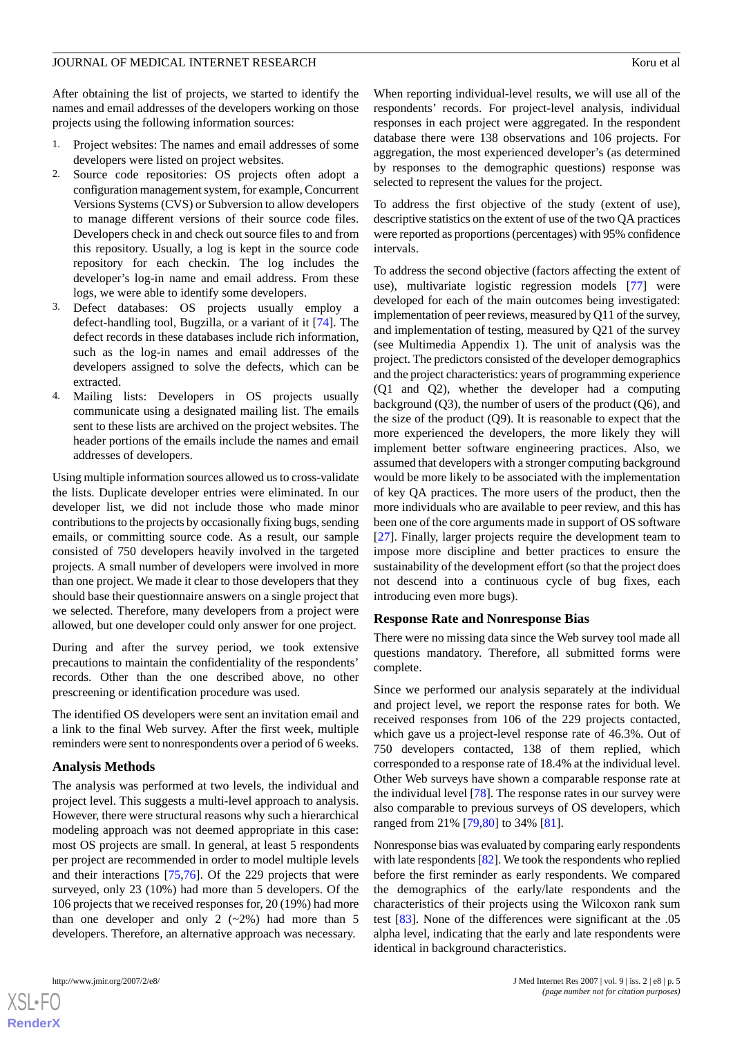After obtaining the list of projects, we started to identify the names and email addresses of the developers working on those projects using the following information sources:

1. Project websites: The names and email addresses of some developers were listed on project websites.
2. Source code repositories: OS projects often adopt a configuration management system, for example, Concurrent Versions Systems (CVS) or Subversion to allow developers to manage different versions of their source code files. Developers check in and check out source files to and from this repository. Usually, a log is kept in the source code repository for each checkin. The log includes the developer's log-in name and email address. From these logs, we were able to identify some developers.
3. Defect databases: OS projects usually employ a defect-handling tool, Bugzilla, or a variant of it [74]. The defect records in these databases include rich information, such as the log-in names and email addresses of the developers assigned to solve the defects, which can be extracted.
4. Mailing lists: Developers in OS projects usually communicate using a designated mailing list. The emails sent to these lists are archived on the project websites. The header portions of the emails include the names and email addresses of developers.

Using multiple information sources allowed us to cross-validate the lists. Duplicate developer entries were eliminated. In our developer list, we did not include those who made minor contributions to the projects by occasionally fixing bugs, sending emails, or committing source code. As a result, our sample consisted of 750 developers heavily involved in the targeted projects. A small number of developers were involved in more than one project. We made it clear to those developers that they should base their questionnaire answers on a single project that we selected. Therefore, many developers from a project were allowed, but one developer could only answer for one project.

During and after the survey period, we took extensive precautions to maintain the confidentiality of the respondents' records. Other than the one described above, no other prescreening or identification procedure was used.

The identified OS developers were sent an invitation email and a link to the final Web survey. After the first week, multiple reminders were sent to nonrespondents over a period of 6 weeks.

### Analysis Methods

The analysis was performed at two levels, the individual and project level. This suggests a multi-level approach to analysis. However, there were structural reasons why such a hierarchical modeling approach was not deemed appropriate in this case: most OS projects are small. In general, at least 5 respondents per project are recommended in order to model multiple levels and their interactions [75,76]. Of the 229 projects that were surveyed, only 23 (10%) had more than 5 developers. Of the 106 projects that we received responses for, 20 (19%) had more than one developer and only 2 (~2%) had more than 5 developers. Therefore, an alternative approach was necessary.

When reporting individual-level results, we will use all of the respondents' records. For project-level analysis, individual responses in each project were aggregated. In the respondent database there were 138 observations and 106 projects. For aggregation, the most experienced developer's (as determined by responses to the demographic questions) response was selected to represent the values for the project.

To address the first objective of the study (extent of use), descriptive statistics on the extent of use of the two QA practices were reported as proportions (percentages) with 95% confidence intervals.

To address the second objective (factors affecting the extent of use), multivariate logistic regression models [77] were developed for each of the main outcomes being investigated: implementation of peer reviews, measured by Q11 of the survey, and implementation of testing, measured by Q21 of the survey (see Multimedia Appendix 1). The unit of analysis was the project. The predictors consisted of the developer demographics and the project characteristics: years of programming experience (Q1 and Q2), whether the developer had a computing background (Q3), the number of users of the product (Q6), and the size of the product (Q9). It is reasonable to expect that the more experienced the developers, the more likely they will implement better software engineering practices. Also, we assumed that developers with a stronger computing background would be more likely to be associated with the implementation of key QA practices. The more users of the product, then the more individuals who are available to peer review, and this has been one of the core arguments made in support of OS software [27]. Finally, larger projects require the development team to impose more discipline and better practices to ensure the sustainability of the development effort (so that the project does not descend into a continuous cycle of bug fixes, each introducing even more bugs).

### Response Rate and Nonresponse Bias

There were no missing data since the Web survey tool made all questions mandatory. Therefore, all submitted forms were complete.

Since we performed our analysis separately at the individual and project level, we report the response rates for both. We received responses from 106 of the 229 projects contacted, which gave us a project-level response rate of 46.3%. Out of 750 developers contacted, 138 of them replied, which corresponded to a response rate of 18.4% at the individual level. Other Web surveys have shown a comparable response rate at the individual level [78]. The response rates in our survey were also comparable to previous surveys of OS developers, which ranged from 21% [79,80] to 34% [81].

Nonresponse bias was evaluated by comparing early respondents with late respondents [82]. We took the respondents who replied before the first reminder as early respondents. We compared the demographics of the early/late respondents and the characteristics of their projects using the Wilcoxon rank sum test [83]. None of the differences were significant at the .05 alpha level, indicating that the early and late respondents were identical in background characteristics.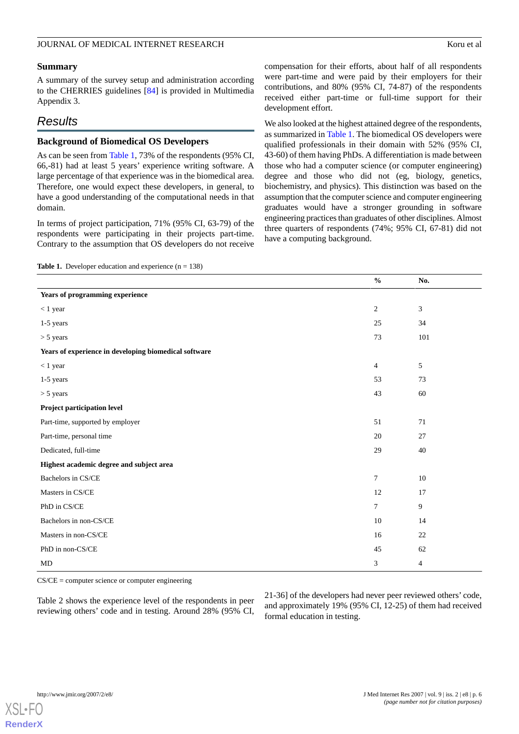### Summary

A summary of the survey setup and administration according to the CHERRIES guidelines [84] is provided in Multimedia Appendix 3.

## Results

### Background of Biomedical OS Developers

As can be seen from Table 1, 73% of the respondents (95% CI, 66,-81) had at least 5 years' experience writing software. A large percentage of that experience was in the biomedical area. Therefore, one would expect these developers, in general, to have a good understanding of the computational needs in that domain.

In terms of project participation, 71% (95% CI, 63-79) of the respondents were participating in their projects part-time. Contrary to the assumption that OS developers do not receive compensation for their efforts, about half of all respondents were part-time and were paid by their employers for their contributions, and 80% (95% CI, 74-87) of the respondents received either part-time or full-time support for their development effort.

We also looked at the highest attained degree of the respondents, as summarized in Table 1. The biomedical OS developers were qualified professionals in their domain with 52% (95% CI, 43-60) of them having PhDs. A differentiation is made between those who had a computer science (or computer engineering) degree and those who did not (eg, biology, genetics, biochemistry, and physics). This distinction was based on the assumption that the computer science and computer engineering graduates would have a stronger grounding in software engineering practices than graduates of other disciplines. Almost three quarters of respondents (74%; 95% CI, 67-81) did not have a computing background.

**Table 1.** Developer education and experience (n = 138)

| | % | No. |
|---|---|---|
| **Years of programming experience** | | |
| < 1 year | 2 | 3 |
| 1-5 years | 25 | 34 |
| > 5 years | 73 | 101 |
| **Years of experience in developing biomedical software** | | |
| < 1 year | 4 | 5 |
| 1-5 years | 53 | 73 |
| > 5 years | 43 | 60 |
| **Project participation level** | | |
| Part-time, supported by employer | 51 | 71 |
| Part-time, personal time | 20 | 27 |
| Dedicated, full-time | 29 | 40 |
| **Highest academic degree and subject area** | | |
| Bachelors in CS/CE | 7 | 10 |
| Masters in CS/CE | 12 | 17 |
| PhD in CS/CE | 7 | 9 |
| Bachelors in non-CS/CE | 10 | 14 |
| Masters in non-CS/CE | 16 | 22 |
| PhD in non-CS/CE | 45 | 62 |
| MD | 3 | 4 |

CS/CE = computer science or computer engineering

Table 2 shows the experience level of the respondents in peer reviewing others' code and in testing. Around 28% (95% CI, 21-36] of the developers had never peer reviewed others' code, and approximately 19% (95% CI, 12-25) of them had received formal education in testing.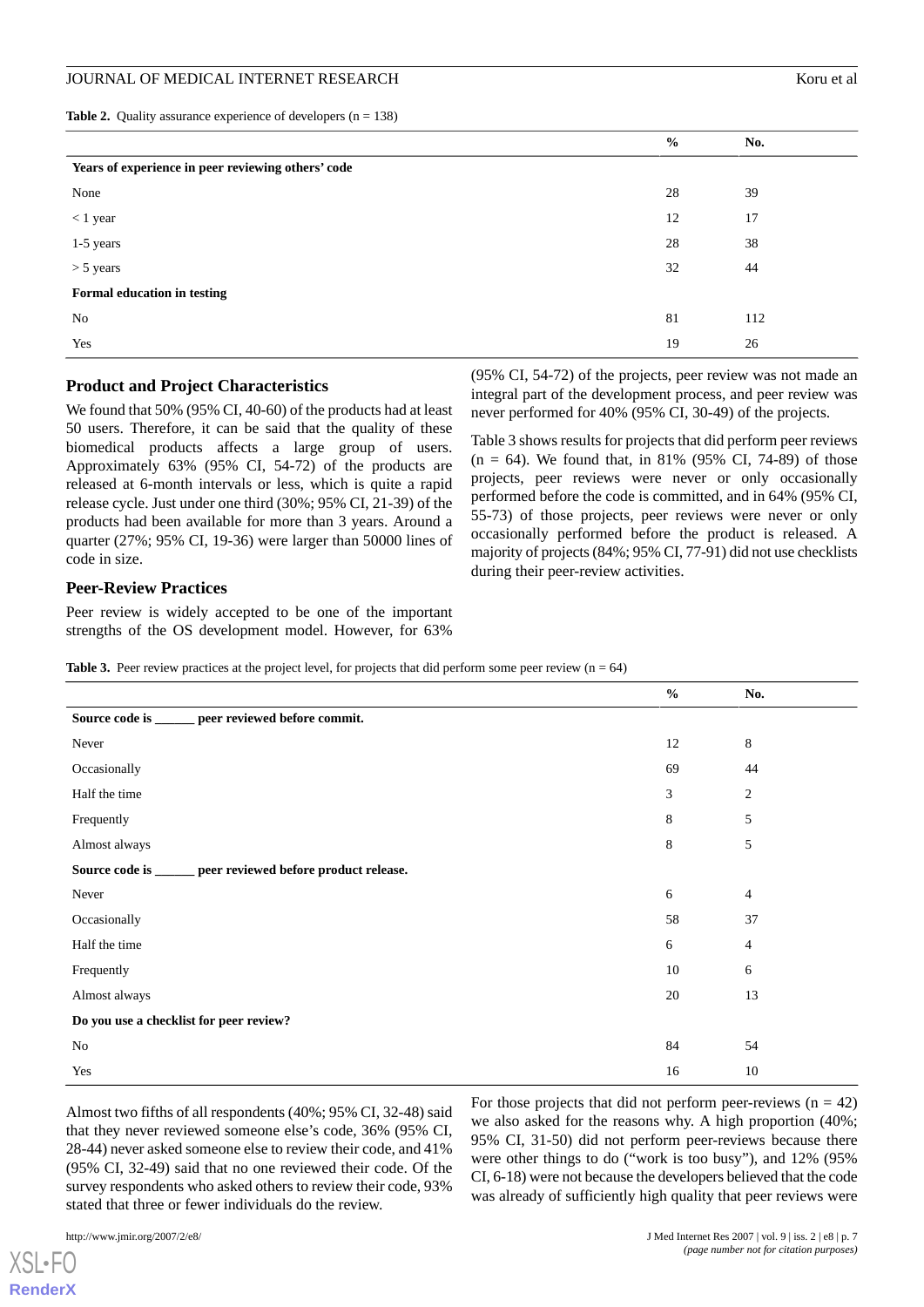**Table 2.** Quality assurance experience of developers (n = 138)

| | % | No. |
|---|---|---|
| **Years of experience in peer reviewing others' code** | | |
| None | 28 | 39 |
| < 1 year | 12 | 17 |
| 1-5 years | 28 | 38 |
| > 5 years | 32 | 44 |
| **Formal education in testing** | | |
| No | 81 | 112 |
| Yes | 19 | 26 |

### Product and Project Characteristics

We found that 50% (95% CI, 40-60) of the products had at least 50 users. Therefore, it can be said that the quality of these biomedical products affects a large group of users. Approximately 63% (95% CI, 54-72) of the products are released at 6-month intervals or less, which is quite a rapid release cycle. Just under one third (30%; 95% CI, 21-39) of the products had been available for more than 3 years. Around a quarter (27%; 95% CI, 19-36) were larger than 50000 lines of code in size.

### Peer-Review Practices

Peer review is widely accepted to be one of the important strengths of the OS development model. However, for 63% (95% CI, 54-72) of the projects, peer review was not made an integral part of the development process, and peer review was never performed for 40% (95% CI, 30-49) of the projects.

Table 3 shows results for projects that did perform peer reviews (n = 64). We found that, in 81% (95% CI, 74-89) of those projects, peer reviews were never or only occasionally performed before the code is committed, and in 64% (95% CI, 55-73) of those projects, peer reviews were never or only occasionally performed before the product is released. A majority of projects (84%; 95% CI, 77-91) did not use checklists during their peer-review activities.

**Table 3.** Peer review practices at the project level, for projects that did perform some peer review (n = 64)

| | % | No. |
|---|---|---|
| **Source code is ______ peer reviewed before commit.** | | |
| Never | 12 | 8 |
| Occasionally | 69 | 44 |
| Half the time | 3 | 2 |
| Frequently | 8 | 5 |
| Almost always | 8 | 5 |
| **Source code is ______ peer reviewed before product release.** | | |
| Never | 6 | 4 |
| Occasionally | 58 | 37 |
| Half the time | 6 | 4 |
| Frequently | 10 | 6 |
| Almost always | 20 | 13 |
| **Do you use a checklist for peer review?** | | |
| No | 84 | 54 |
| Yes | 16 | 10 |

Almost two fifths of all respondents (40%; 95% CI, 32-48) said that they never reviewed someone else's code, 36% (95% CI, 28-44) never asked someone else to review their code, and 41% (95% CI, 32-49) said that no one reviewed their code. Of the survey respondents who asked others to review their code, 93% stated that three or fewer individuals do the review.

For those projects that did not perform peer-reviews (n = 42) we also asked for the reasons why. A high proportion (40%; 95% CI, 31-50) did not perform peer-reviews because there were other things to do ("work is too busy"), and 12% (95% CI, 6-18) were not because the developers believed that the code was already of sufficiently high quality that peer reviews were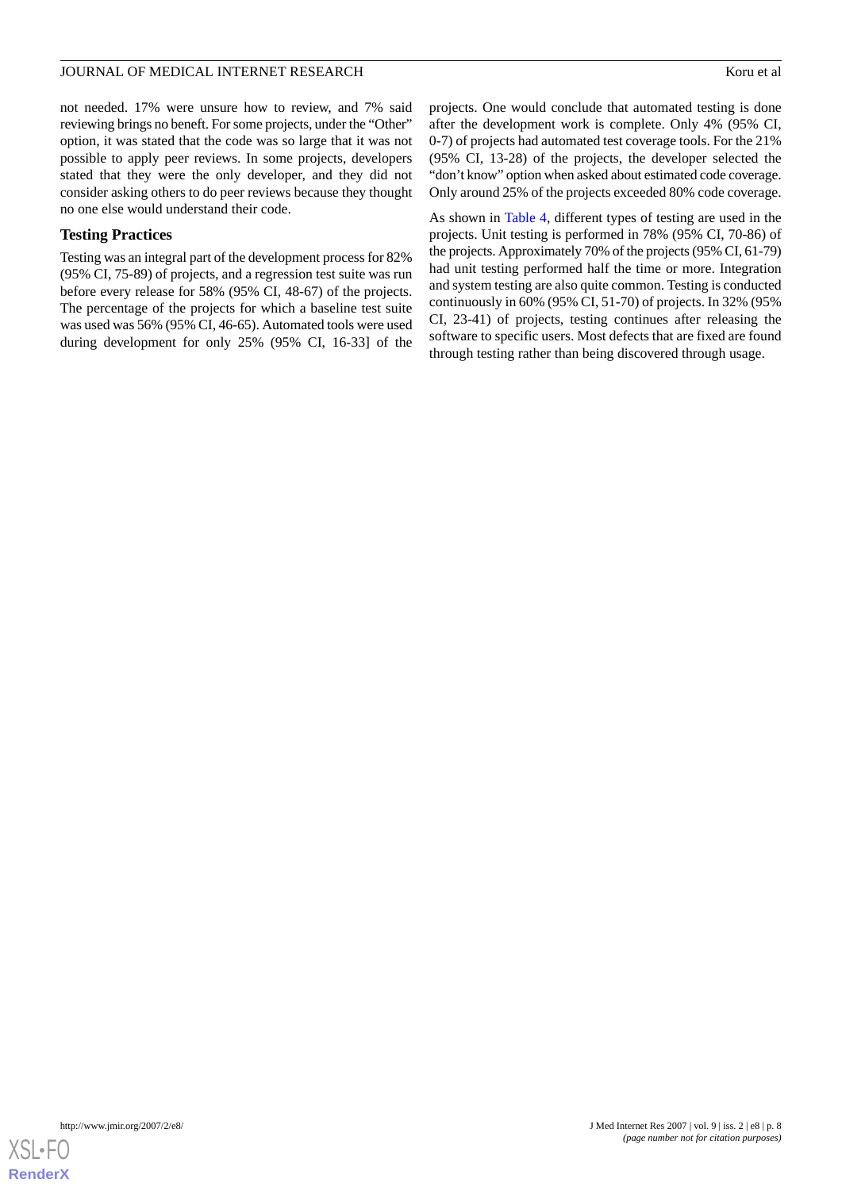not needed. 17% were unsure how to review, and 7% said reviewing brings no benefit. For some projects, under the "Other" option, it was stated that the code was so large that it was not possible to apply peer reviews. In some projects, developers stated that they were the only developer, and they did not consider asking others to do peer reviews because they thought no one else would understand their code.

### Testing Practices

Testing was an integral part of the development process for 82% (95% CI, 75-89) of projects, and a regression test suite was run before every release for 58% (95% CI, 48-67) of the projects. The percentage of the projects for which a baseline test suite was used was 56% (95% CI, 46-65). Automated tools were used during development for only 25% (95% CI, 16-33] of the projects. One would conclude that automated testing is done after the development work is complete. Only 4% (95% CI, 0-7) of projects had automated test coverage tools. For the 21% (95% CI, 13-28) of the projects, the developer selected the "don't know" option when asked about estimated code coverage. Only around 25% of the projects exceeded 80% code coverage.

As shown in Table 4, different types of testing are used in the projects. Unit testing is performed in 78% (95% CI, 70-86) of the projects. Approximately 70% of the projects (95% CI, 61-79) had unit testing performed half the time or more. Integration and system testing are also quite common. Testing is conducted continuously in 60% (95% CI, 51-70) of projects. In 32% (95% CI, 23-41) of projects, testing continues after releasing the software to specific users. Most defects that are fixed are found through testing rather than being discovered through usage.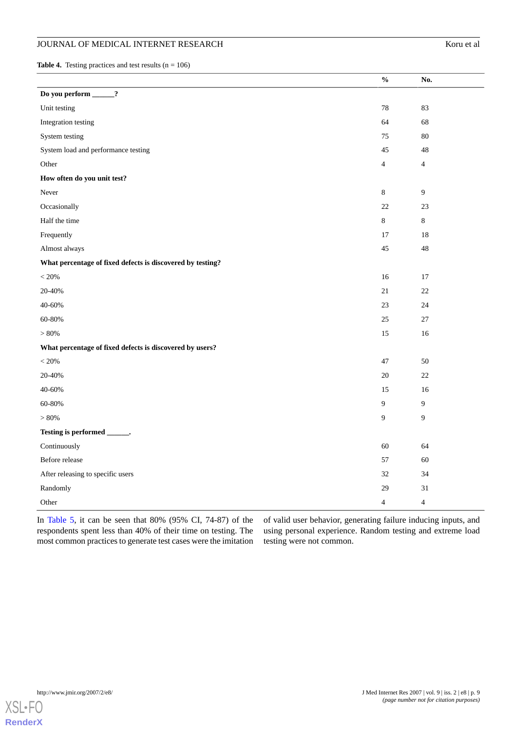Table 4. Testing practices and test results (n = 106)

| | % | No. |
|---|---|---|
| **Do you perform ______?** | | |
| Unit testing | 78 | 83 |
| Integration testing | 64 | 68 |
| System testing | 75 | 80 |
| System load and performance testing | 45 | 48 |
| Other | 4 | 4 |
| **How often do you unit test?** | | |
| Never | 8 | 9 |
| Occasionally | 22 | 23 |
| Half the time | 8 | 8 |
| Frequently | 17 | 18 |
| Almost always | 45 | 48 |
| **What percentage of fixed defects is discovered by testing?** | | |
| < 20% | 16 | 17 |
| 20-40% | 21 | 22 |
| 40-60% | 23 | 24 |
| 60-80% | 25 | 27 |
| > 80% | 15 | 16 |
| **What percentage of fixed defects is discovered by users?** | | |
| < 20% | 47 | 50 |
| 20-40% | 20 | 22 |
| 40-60% | 15 | 16 |
| 60-80% | 9 | 9 |
| > 80% | 9 | 9 |
| **Testing is performed ______.** | | |
| Continuously | 60 | 64 |
| Before release | 57 | 60 |
| After releasing to specific users | 32 | 34 |
| Randomly | 29 | 31 |
| Other | 4 | 4 |

In Table 5, it can be seen that 80% (95% CI, 74-87) of the respondents spent less than 40% of their time on testing. The most common practices to generate test cases were the imitation of valid user behavior, generating failure inducing inputs, and using personal experience. Random testing and extreme load testing were not common.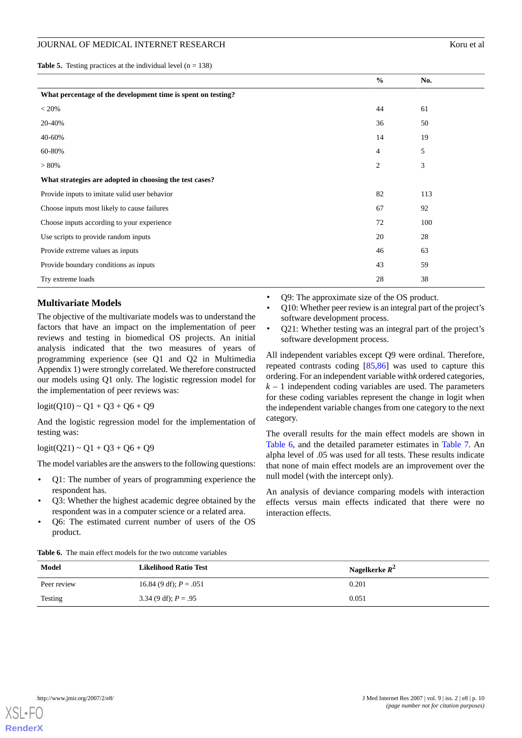**Table 5.** Testing practices at the individual level (n = 138)

| | % | No. |
|---|---|---|
| **What percentage of the development time is spent on testing?** | | |
| < 20% | 44 | 61 |
| 20-40% | 36 | 50 |
| 40-60% | 14 | 19 |
| 60-80% | 4 | 5 |
| > 80% | 2 | 3 |
| **What strategies are adopted in choosing the test cases?** | | |
| Provide inputs to imitate valid user behavior | 82 | 113 |
| Choose inputs most likely to cause failures | 67 | 92 |
| Choose inputs according to your experience | 72 | 100 |
| Use scripts to provide random inputs | 20 | 28 |
| Provide extreme values as inputs | 46 | 63 |
| Provide boundary conditions as inputs | 43 | 59 |
| Try extreme loads | 28 | 38 |

## Multivariate Models

The objective of the multivariate models was to understand the factors that have an impact on the implementation of peer reviews and testing in biomedical OS projects. An initial analysis indicated that the two measures of years of programming experience (see Q1 and Q2 in Multimedia Appendix 1) were strongly correlated. We therefore constructed our models using Q1 only. The logistic regression model for the implementation of peer reviews was:

logit(Q10) ~ Q1 + Q3 + Q6 + Q9

And the logistic regression model for the implementation of testing was:

logit(Q21) ~ Q1 + Q3 + Q6 + Q9

The model variables are the answers to the following questions:

- Q1: The number of years of programming experience the respondent has.
- Q3: Whether the highest academic degree obtained by the respondent was in a computer science or a related area.
- Q6: The estimated current number of users of the OS product.
- Q9: The approximate size of the OS product.
- Q10: Whether peer review is an integral part of the project's software development process.
- Q21: Whether testing was an integral part of the project's software development process.

All independent variables except Q9 were ordinal. Therefore, repeated contrasts coding [85,86] was used to capture this ordering. For an independent variable with *k* ordered categories, *k* – 1 independent coding variables are used. The parameters for these coding variables represent the change in logit when the independent variable changes from one category to the next category.

The overall results for the main effect models are shown in Table 6, and the detailed parameter estimates in Table 7. An alpha level of .05 was used for all tests. These results indicate that none of main effect models are an improvement over the null model (with the intercept only).

An analysis of deviance comparing models with interaction effects versus main effects indicated that there were no interaction effects.

**Table 6.** The main effect models for the two outcome variables

| Model | Likelihood Ratio Test | Nagelkerke $R^2$ |
|---|---|---|
| Peer review | 16.84 (9 df); *P* = .051 | 0.201 |
| Testing | 3.34 (9 df); *P* = .95 | 0.051 |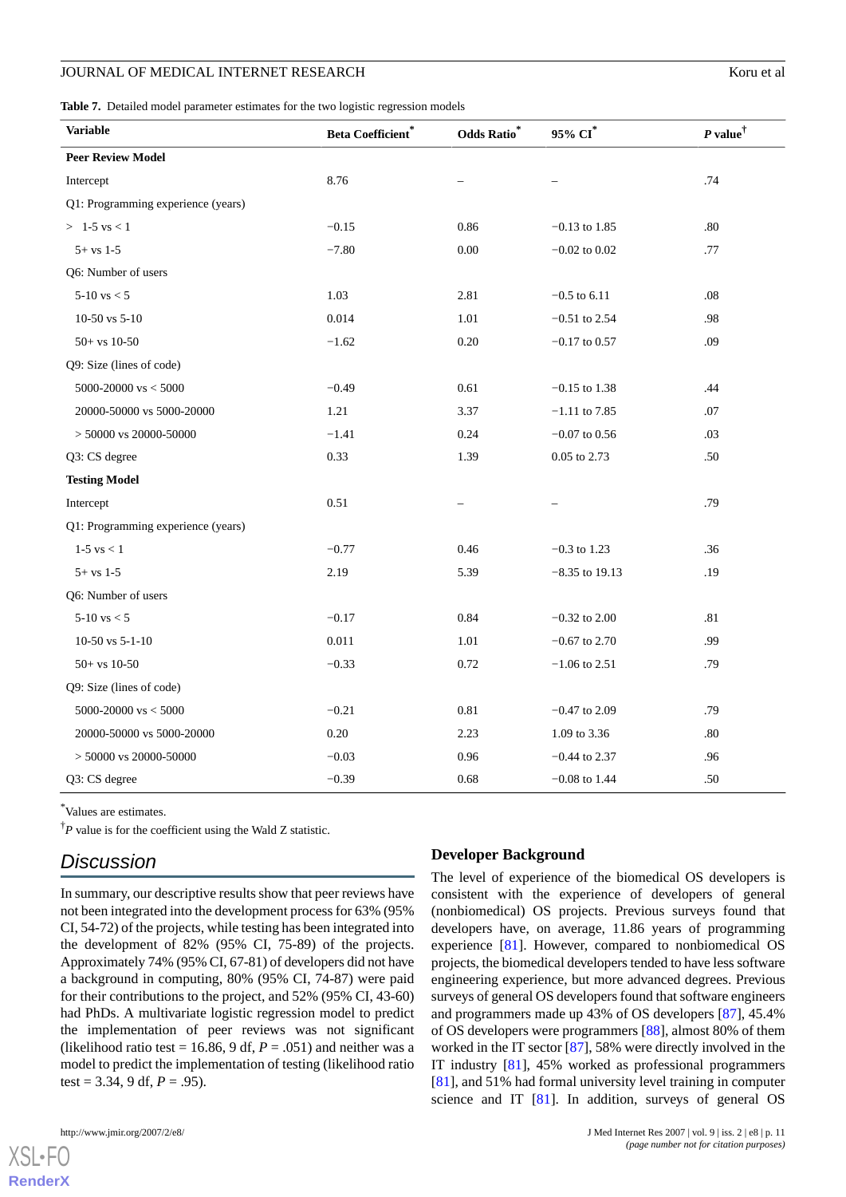**Table 7.** Detailed model parameter estimates for the two logistic regression models

| Variable | Beta Coefficient* | Odds Ratio* | 95% CI* | *P* value† |
|---|---|---|---|---|
| **Peer Review Model** | | | | |
| Intercept | 8.76 | – | – | .74 |
| Q1: Programming experience (years) | | | | |
| > 1-5 vs < 1 | −0.15 | 0.86 | −0.13 to 1.85 | .80 |
| 5+ vs 1-5 | −7.80 | 0.00 | −0.02 to 0.02 | .77 |
| Q6: Number of users | | | | |
| 5-10 vs < 5 | 1.03 | 2.81 | −0.5 to 6.11 | .08 |
| 10-50 vs 5-10 | 0.014 | 1.01 | −0.51 to 2.54 | .98 |
| 50+ vs 10-50 | −1.62 | 0.20 | −0.17 to 0.57 | .09 |
| Q9: Size (lines of code) | | | | |
| 5000-20000 vs < 5000 | −0.49 | 0.61 | −0.15 to 1.38 | .44 |
| 20000-50000 vs 5000-20000 | 1.21 | 3.37 | −1.11 to 7.85 | .07 |
| > 50000 vs 20000-50000 | −1.41 | 0.24 | −0.07 to 0.56 | .03 |
| Q3: CS degree | 0.33 | 1.39 | 0.05 to 2.73 | .50 |
| **Testing Model** | | | | |
| Intercept | 0.51 | – | – | .79 |
| Q1: Programming experience (years) | | | | |
| 1-5 vs < 1 | −0.77 | 0.46 | −0.3 to 1.23 | .36 |
| 5+ vs 1-5 | 2.19 | 5.39 | −8.35 to 19.13 | .19 |
| Q6: Number of users | | | | |
| 5-10 vs < 5 | −0.17 | 0.84 | −0.32 to 2.00 | .81 |
| 10-50 vs 5-1-10 | 0.011 | 1.01 | −0.67 to 2.70 | .99 |
| 50+ vs 10-50 | −0.33 | 0.72 | −1.06 to 2.51 | .79 |
| Q9: Size (lines of code) | | | | |
| 5000-20000 vs < 5000 | −0.21 | 0.81 | −0.47 to 2.09 | .79 |
| 20000-50000 vs 5000-20000 | 0.20 | 2.23 | 1.09 to 3.36 | .80 |
| > 50000 vs 20000-50000 | −0.03 | 0.96 | −0.44 to 2.37 | .96 |
| Q3: CS degree | −0.39 | 0.68 | −0.08 to 1.44 | .50 |

*Values are estimates.

†*P* value is for the coefficient using the Wald Z statistic.

## Discussion

In summary, our descriptive results show that peer reviews have not been integrated into the development process for 63% (95% CI, 54-72) of the projects, while testing has been integrated into the development of 82% (95% CI, 75-89) of the projects. Approximately 74% (95% CI, 67-81) of developers did not have a background in computing, 80% (95% CI, 74-87) were paid for their contributions to the project, and 52% (95% CI, 43-60) had PhDs. A multivariate logistic regression model to predict the implementation of peer reviews was not significant (likelihood ratio test = 16.86, 9 df, *P* = .051) and neither was a model to predict the implementation of testing (likelihood ratio test = 3.34, 9 df, *P* = .95).

### Developer Background

The level of experience of the biomedical OS developers is consistent with the experience of developers of general (nonbiomedical) OS projects. Previous surveys found that developers have, on average, 11.86 years of programming experience [81]. However, compared to nonbiomedical OS projects, the biomedical developers tended to have less software engineering experience, but more advanced degrees. Previous surveys of general OS developers found that software engineers and programmers made up 43% of OS developers [87], 45.4% of OS developers were programmers [88], almost 80% of them worked in the IT sector [87], 58% were directly involved in the IT industry [81], 45% worked as professional programmers [81], and 51% had formal university level training in computer science and IT [81]. In addition, surveys of general OS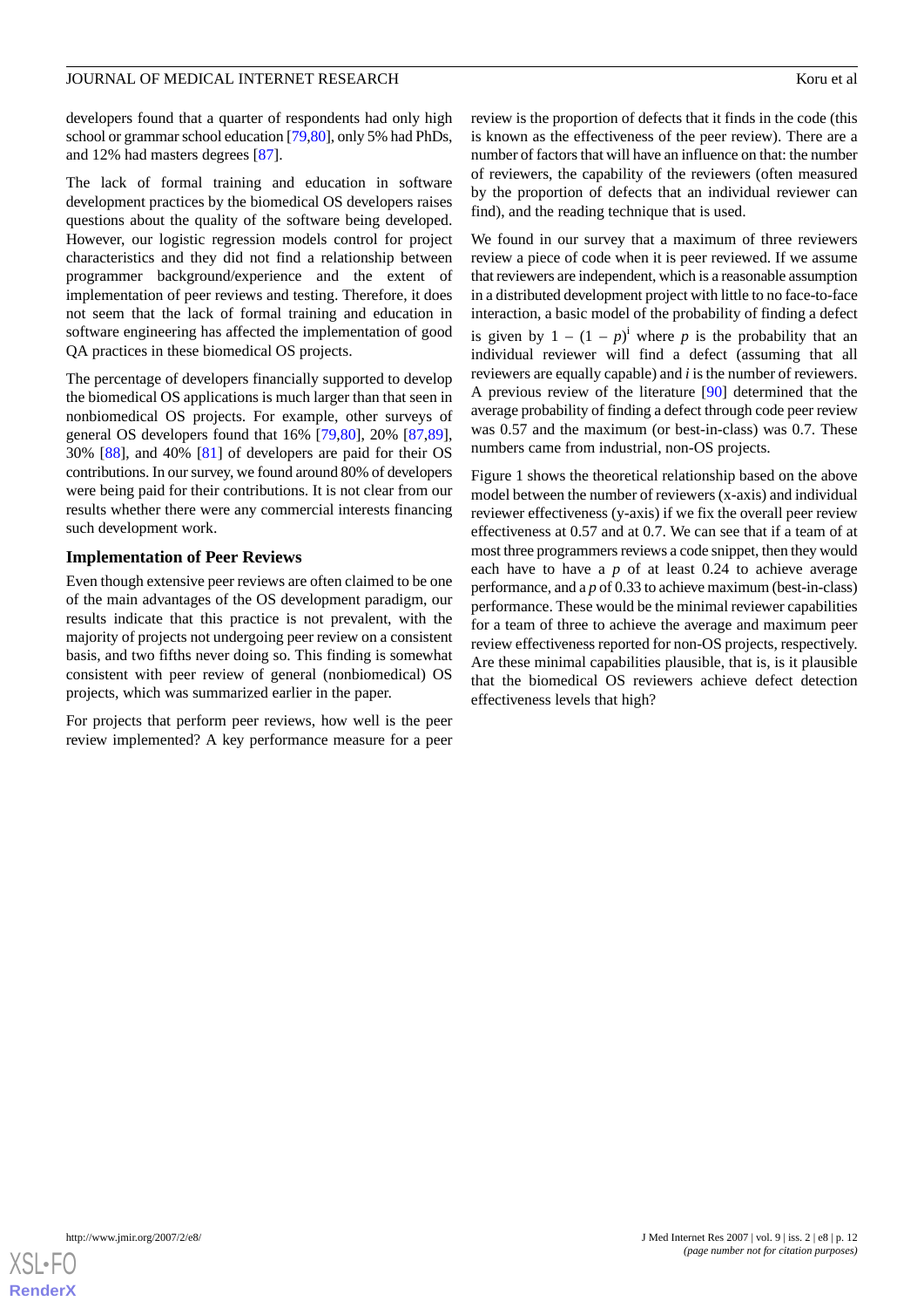developers found that a quarter of respondents had only high school or grammar school education [79,80], only 5% had PhDs, and 12% had masters degrees [87].

The lack of formal training and education in software development practices by the biomedical OS developers raises questions about the quality of the software being developed. However, our logistic regression models control for project characteristics and they did not find a relationship between programmer background/experience and the extent of implementation of peer reviews and testing. Therefore, it does not seem that the lack of formal training and education in software engineering has affected the implementation of good QA practices in these biomedical OS projects.

The percentage of developers financially supported to develop the biomedical OS applications is much larger than that seen in nonbiomedical OS projects. For example, other surveys of general OS developers found that 16% [79,80], 20% [87,89], 30% [88], and 40% [81] of developers are paid for their OS contributions. In our survey, we found around 80% of developers were being paid for their contributions. It is not clear from our results whether there were any commercial interests financing such development work.

### Implementation of Peer Reviews

Even though extensive peer reviews are often claimed to be one of the main advantages of the OS development paradigm, our results indicate that this practice is not prevalent, with the majority of projects not undergoing peer review on a consistent basis, and two fifths never doing so. This finding is somewhat consistent with peer review of general (nonbiomedical) OS projects, which was summarized earlier in the paper.

For projects that perform peer reviews, how well is the peer review implemented? A key performance measure for a peer review is the proportion of defects that it finds in the code (this is known as the effectiveness of the peer review). There are a number of factors that will have an influence on that: the number of reviewers, the capability of the reviewers (often measured by the proportion of defects that an individual reviewer can find), and the reading technique that is used.

We found in our survey that a maximum of three reviewers review a piece of code when it is peer reviewed. If we assume that reviewers are independent, which is a reasonable assumption in a distributed development project with little to no face-to-face interaction, a basic model of the probability of finding a defect is given by $1 - (1 - p)^i$ where $p$ is the probability that an individual reviewer will find a defect (assuming that all reviewers are equally capable) and $i$ is the number of reviewers. A previous review of the literature [90] determined that the average probability of finding a defect through code peer review was 0.57 and the maximum (or best-in-class) was 0.7. These numbers came from industrial, non-OS projects.

Figure 1 shows the theoretical relationship based on the above model between the number of reviewers (x-axis) and individual reviewer effectiveness (y-axis) if we fix the overall peer review effectiveness at 0.57 and at 0.7. We can see that if a team of at most three programmers reviews a code snippet, then they would each have to have a $p$ of at least 0.24 to achieve average performance, and a $p$ of 0.33 to achieve maximum (best-in-class) performance. These would be the minimal reviewer capabilities for a team of three to achieve the average and maximum peer review effectiveness reported for non-OS projects, respectively. Are these minimal capabilities plausible, that is, is it plausible that the biomedical OS reviewers achieve defect detection effectiveness levels that high?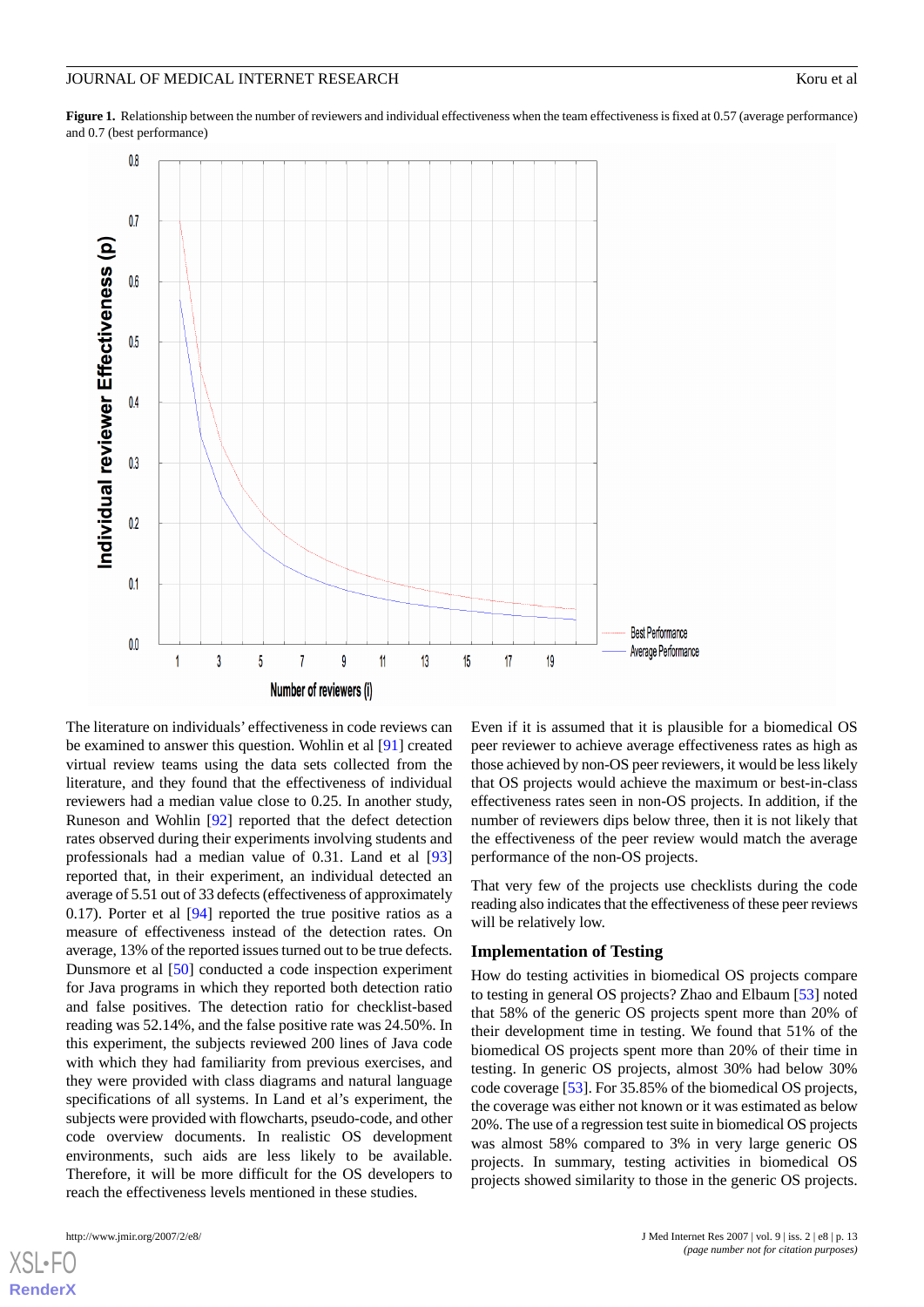**Figure 1.** Relationship between the number of reviewers and individual effectiveness when the team effectiveness is fixed at 0.57 (average performance) and 0.7 (best performance)

Individual reviewer Effectiveness (p)

0.8
0.7
0.6
0.5
0.4
0.3
0.2
0.1
0.0

1 3 5 7 9 11 13 15 17 19

Number of reviewers (i)

Best Performance
Average Performance

The literature on individuals' effectiveness in code reviews can be examined to answer this question. Wohlin et al [91] created virtual review teams using the data sets collected from the literature, and they found that the effectiveness of individual reviewers had a median value close to 0.25. In another study, Runeson and Wohlin [92] reported that the defect detection rates observed during their experiments involving students and professionals had a median value of 0.31. Land et al [93] reported that, in their experiment, an individual detected an average of 5.51 out of 33 defects (effectiveness of approximately 0.17). Porter et al [94] reported the true positive ratios as a measure of effectiveness instead of the detection rates. On average, 13% of the reported issues turned out to be true defects. Dunsmore et al [50] conducted a code inspection experiment for Java programs in which they reported both detection ratio and false positives. The detection ratio for checklist-based reading was 52.14%, and the false positive rate was 24.50%. In this experiment, the subjects reviewed 200 lines of Java code with which they had familiarity from previous exercises, and they were provided with class diagrams and natural language specifications of all systems. In Land et al's experiment, the subjects were provided with flowcharts, pseudo-code, and other code overview documents. In realistic OS development environments, such aids are less likely to be available. Therefore, it will be more difficult for the OS developers to reach the effectiveness levels mentioned in these studies.

Even if it is assumed that it is plausible for a biomedical OS peer reviewer to achieve average effectiveness rates as high as those achieved by non-OS peer reviewers, it would be less likely that OS projects would achieve the maximum or best-in-class effectiveness rates seen in non-OS projects. In addition, if the number of reviewers dips below three, then it is not likely that the effectiveness of the peer review would match the average performance of the non-OS projects.

That very few of the projects use checklists during the code reading also indicates that the effectiveness of these peer reviews will be relatively low.

### Implementation of Testing

How do testing activities in biomedical OS projects compare to testing in general OS projects? Zhao and Elbaum [53] noted that 58% of the generic OS projects spent more than 20% of their development time in testing. We found that 51% of the biomedical OS projects spent more than 20% of their time in testing. In generic OS projects, almost 30% had below 30% code coverage [53]. For 35.85% of the biomedical OS projects, the coverage was either not known or it was estimated as below 20%. The use of a regression test suite in biomedical OS projects was almost 58% compared to 3% in very large generic OS projects. In summary, testing activities in biomedical OS projects showed similarity to those in the generic OS projects.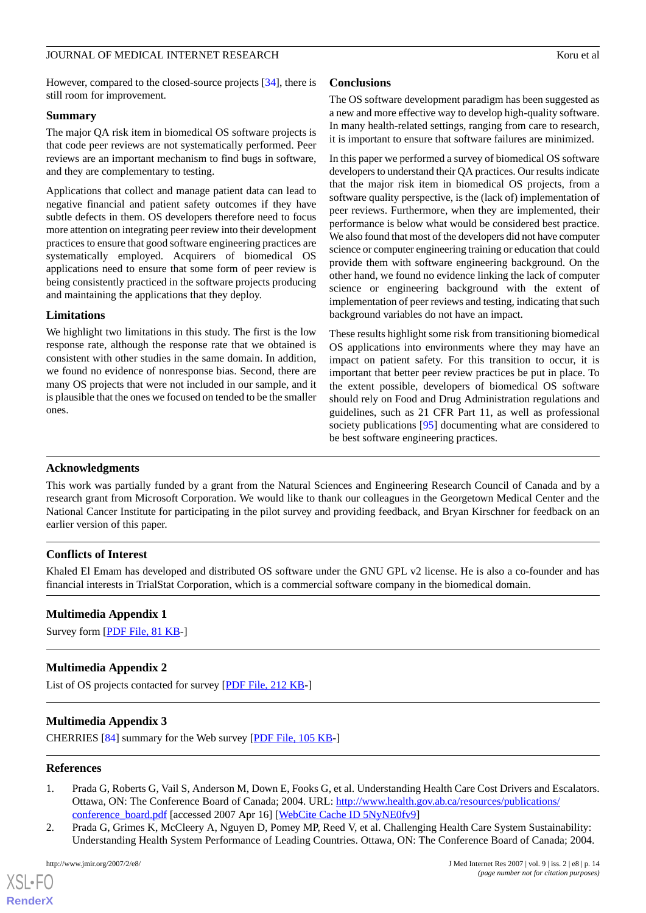However, compared to the closed-source projects [34], there is still room for improvement.

### Summary

The major QA risk item in biomedical OS software projects is that code peer reviews are not systematically performed. Peer reviews are an important mechanism to find bugs in software, and they are complementary to testing.

Applications that collect and manage patient data can lead to negative financial and patient safety outcomes if they have subtle defects in them. OS developers therefore need to focus more attention on integrating peer review into their development practices to ensure that good software engineering practices are systematically employed. Acquirers of biomedical OS applications need to ensure that some form of peer review is being consistently practiced in the software projects producing and maintaining the applications that they deploy.

### Limitations

We highlight two limitations in this study. The first is the low response rate, although the response rate that we obtained is consistent with other studies in the same domain. In addition, we found no evidence of nonresponse bias. Second, there are many OS projects that were not included in our sample, and it is plausible that the ones we focused on tended to be the smaller ones.

## Conclusions

The OS software development paradigm has been suggested as a new and more effective way to develop high-quality software. In many health-related settings, ranging from care to research, it is important to ensure that software failures are minimized.

In this paper we performed a survey of biomedical OS software developers to understand their QA practices. Our results indicate that the major risk item in biomedical OS projects, from a software quality perspective, is the (lack of) implementation of peer reviews. Furthermore, when they are implemented, their performance is below what would be considered best practice. We also found that most of the developers did not have computer science or computer engineering training or education that could provide them with software engineering background. On the other hand, we found no evidence linking the lack of computer science or engineering background with the extent of implementation of peer reviews and testing, indicating that such background variables do not have an impact.

These results highlight some risk from transitioning biomedical OS applications into environments where they may have an impact on patient safety. For this transition to occur, it is important that better peer review practices be put in place. To the extent possible, developers of biomedical OS software should rely on Food and Drug Administration regulations and guidelines, such as 21 CFR Part 11, as well as professional society publications [95] documenting what are considered to be best software engineering practices.

## Acknowledgments

This work was partially funded by a grant from the Natural Sciences and Engineering Research Council of Canada and by a research grant from Microsoft Corporation. We would like to thank our colleagues in the Georgetown Medical Center and the National Cancer Institute for participating in the pilot survey and providing feedback, and Bryan Kirschner for feedback on an earlier version of this paper.

## Conflicts of Interest

Khaled El Emam has developed and distributed OS software under the GNU GPL v2 license. He is also a co-founder and has financial interests in TrialStat Corporation, which is a commercial software company in the biomedical domain.

## Multimedia Appendix 1

Survey form [PDF File, 81 KB-]

## Multimedia Appendix 2

List of OS projects contacted for survey [PDF File, 212 KB-]

## Multimedia Appendix 3

CHERRIES [84] summary for the Web survey [PDF File, 105 KB-]

## References

1. Prada G, Roberts G, Vail S, Anderson M, Down E, Fooks G, et al. Understanding Health Care Cost Drivers and Escalators. Ottawa, ON: The Conference Board of Canada; 2004. URL: http://www.health.gov.ab.ca/resources/publications/conference_board.pdf [accessed 2007 Apr 16] [WebCite Cache ID 5NyNE0fv9]
2. Prada G, Grimes K, McCleery A, Nguyen D, Pomey MP, Reed V, et al. Challenging Health Care System Sustainability: Understanding Health System Performance of Leading Countries. Ottawa, ON: The Conference Board of Canada; 2004.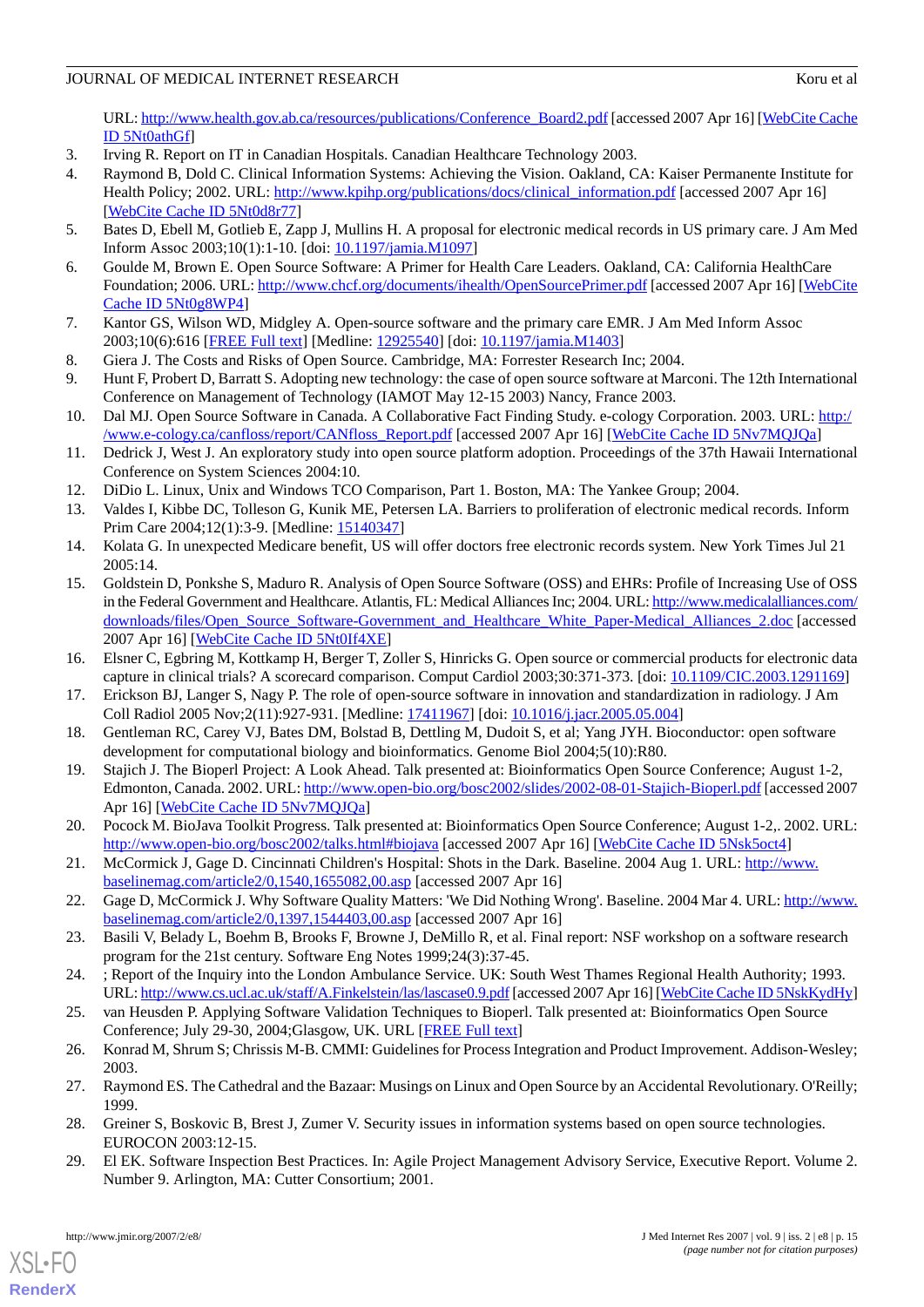URL: http://www.health.gov.ab.ca/resources/publications/Conference_Board2.pdf [accessed 2007 Apr 16] [WebCite Cache ID 5Nt0athGf]

3. Irving R. Report on IT in Canadian Hospitals. Canadian Healthcare Technology 2003.
4. Raymond B, Dold C. Clinical Information Systems: Achieving the Vision. Oakland, CA: Kaiser Permanente Institute for Health Policy; 2002. URL: http://www.kpihp.org/publications/docs/clinical_information.pdf [accessed 2007 Apr 16] [WebCite Cache ID 5Nt0d8r77]
5. Bates D, Ebell M, Gotlieb E, Zapp J, Mullins H. A proposal for electronic medical records in US primary care. J Am Med Inform Assoc 2003;10(1):1-10. [doi: 10.1197/jamia.M1097]
6. Goulde M, Brown E. Open Source Software: A Primer for Health Care Leaders. Oakland, CA: California HealthCare Foundation; 2006. URL: http://www.chcf.org/documents/ihealth/OpenSourcePrimer.pdf [accessed 2007 Apr 16] [WebCite Cache ID 5Nt0g8WP4]
7. Kantor GS, Wilson WD, Midgley A. Open-source software and the primary care EMR. J Am Med Inform Assoc 2003;10(6):616 [FREE Full text] [Medline: 12925540] [doi: 10.1197/jamia.M1403]
8. Giera J. The Costs and Risks of Open Source. Cambridge, MA: Forrester Research Inc; 2004.
9. Hunt F, Probert D, Barratt S. Adopting new technology: the case of open source software at Marconi. The 12th International Conference on Management of Technology (IAMOT May 12-15 2003) Nancy, France 2003.
10. Dal MJ. Open Source Software in Canada. A Collaborative Fact Finding Study. e-cology Corporation. 2003. URL: http://www.e-cology.ca/canfloss/report/CANfloss_Report.pdf [accessed 2007 Apr 16] [WebCite Cache ID 5Nv7MQJQa]
11. Dedrick J, West J. An exploratory study into open source platform adoption. Proceedings of the 37th Hawaii International Conference on System Sciences 2004:10.
12. DiDio L. Linux, Unix and Windows TCO Comparison, Part 1. Boston, MA: The Yankee Group; 2004.
13. Valdes I, Kibbe DC, Tolleson G, Kunik ME, Petersen LA. Barriers to proliferation of electronic medical records. Inform Prim Care 2004;12(1):3-9. [Medline: 15140347]
14. Kolata G. In unexpected Medicare benefit, US will offer doctors free electronic records system. New York Times Jul 21 2005:14.
15. Goldstein D, Ponkshe S, Maduro R. Analysis of Open Source Software (OSS) and EHRs: Profile of Increasing Use of OSS in the Federal Government and Healthcare. Atlantis, FL: Medical Alliances Inc; 2004. URL: http://www.medicalalliances.com/downloads/files/Open_Source_Software-Government_and_Healthcare_White_Paper-Medical_Alliances_2.doc [accessed 2007 Apr 16] [WebCite Cache ID 5Nt0If4XE]
16. Elsner C, Egbring M, Kottkamp H, Berger T, Zoller S, Hinricks G. Open source or commercial products for electronic data capture in clinical trials? A scorecard comparison. Comput Cardiol 2003;30:371-373. [doi: 10.1109/CIC.2003.1291169]
17. Erickson BJ, Langer S, Nagy P. The role of open-source software in innovation and standardization in radiology. J Am Coll Radiol 2005 Nov;2(11):927-931. [Medline: 17411967] [doi: 10.1016/j.jacr.2005.05.004]
18. Gentleman RC, Carey VJ, Bates DM, Bolstad B, Dettling M, Dudoit S, et al; Yang JYH. Bioconductor: open software development for computational biology and bioinformatics. Genome Biol 2004;5(10):R80.
19. Stajich J. The Bioperl Project: A Look Ahead. Talk presented at: Bioinformatics Open Source Conference; August 1-2, Edmonton, Canada. 2002. URL: http://www.open-bio.org/bosc2002/slides/2002-08-01-Stajich-Bioperl.pdf [accessed 2007 Apr 16] [WebCite Cache ID 5Nv7MQJQa]
20. Pocock M. BioJava Toolkit Progress. Talk presented at: Bioinformatics Open Source Conference; August 1-2,. 2002. URL: http://www.open-bio.org/bosc2002/talks.html#biojava [accessed 2007 Apr 16] [WebCite Cache ID 5Nsk5oct4]
21. McCormick J, Gage D. Cincinnati Children's Hospital: Shots in the Dark. Baseline. 2004 Aug 1. URL: http://www.baselinemag.com/article2/0,1540,1655082,00.asp [accessed 2007 Apr 16]
22. Gage D, McCormick J. Why Software Quality Matters: 'We Did Nothing Wrong'. Baseline. 2004 Mar 4. URL: http://www.baselinemag.com/article2/0,1397,1544403,00.asp [accessed 2007 Apr 16]
23. Basili V, Belady L, Boehm B, Brooks F, Browne J, DeMillo R, et al. Final report: NSF workshop on a software research program for the 21st century. Software Eng Notes 1999;24(3):37-45.
24. ; Report of the Inquiry into the London Ambulance Service. UK: South West Thames Regional Health Authority; 1993. URL: http://www.cs.ucl.ac.uk/staff/A.Finkelstein/las/lascase0.9.pdf [accessed 2007 Apr 16] [WebCite Cache ID 5NskKydHy]
25. van Heusden P. Applying Software Validation Techniques to Bioperl. Talk presented at: Bioinformatics Open Source Conference; July 29-30, 2004;Glasgow, UK. URL [FREE Full text]
26. Konrad M, Shrum S; Chrissis M-B. CMMI: Guidelines for Process Integration and Product Improvement. Addison-Wesley; 2003.
27. Raymond ES. The Cathedral and the Bazaar: Musings on Linux and Open Source by an Accidental Revolutionary. O'Reilly; 1999.
28. Greiner S, Boskovic B, Brest J, Zumer V. Security issues in information systems based on open source technologies. EUROCON 2003:12-15.
29. El EK. Software Inspection Best Practices. In: Agile Project Management Advisory Service, Executive Report. Volume 2. Number 9. Arlington, MA: Cutter Consortium; 2001.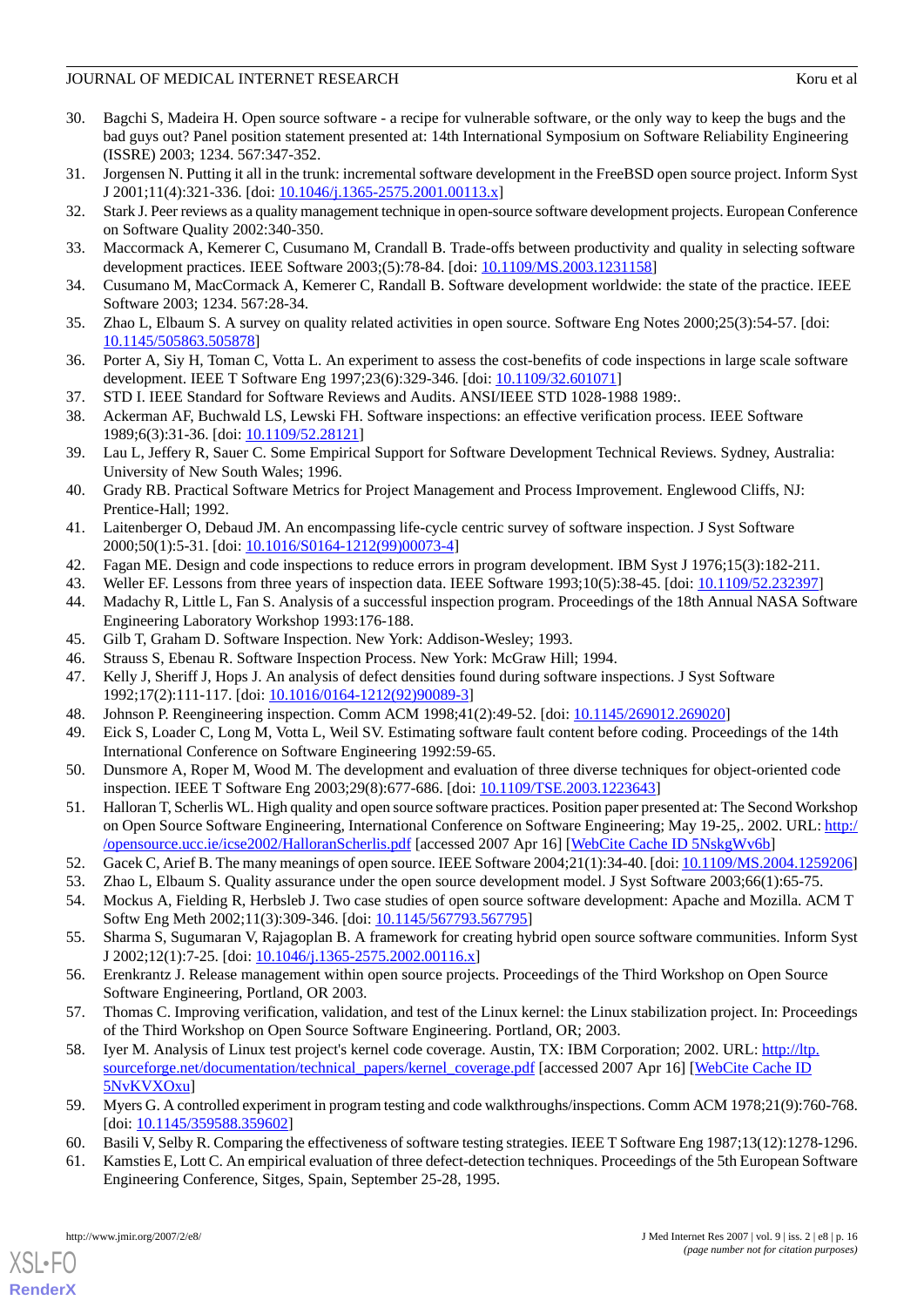30. Bagchi S, Madeira H. Open source software - a recipe for vulnerable software, or the only way to keep the bugs and the bad guys out? Panel position statement presented at: 14th International Symposium on Software Reliability Engineering (ISSRE) 2003; 1234. 567:347-352.
31. Jorgensen N. Putting it all in the trunk: incremental software development in the FreeBSD open source project. Inform Syst J 2001;11(4):321-336. [doi: 10.1046/j.1365-2575.2001.00113.x]
32. Stark J. Peer reviews as a quality management technique in open-source software development projects. European Conference on Software Quality 2002:340-350.
33. Maccormack A, Kemerer C, Cusumano M, Crandall B. Trade-offs between productivity and quality in selecting software development practices. IEEE Software 2003;(5):78-84. [doi: 10.1109/MS.2003.1231158]
34. Cusumano M, MacCormack A, Kemerer C, Randall B. Software development worldwide: the state of the practice. IEEE Software 2003; 1234. 567:28-34.
35. Zhao L, Elbaum S. A survey on quality related activities in open source. Software Eng Notes 2000;25(3):54-57. [doi: 10.1145/505863.505878]
36. Porter A, Siy H, Toman C, Votta L. An experiment to assess the cost-benefits of code inspections in large scale software development. IEEE T Software Eng 1997;23(6):329-346. [doi: 10.1109/32.601071]
37. STD I. IEEE Standard for Software Reviews and Audits. ANSI/IEEE STD 1028-1988 1989:.
38. Ackerman AF, Buchwald LS, Lewski FH. Software inspections: an effective verification process. IEEE Software 1989;6(3):31-36. [doi: 10.1109/52.28121]
39. Lau L, Jeffery R, Sauer C. Some Empirical Support for Software Development Technical Reviews. Sydney, Australia: University of New South Wales; 1996.
40. Grady RB. Practical Software Metrics for Project Management and Process Improvement. Englewood Cliffs, NJ: Prentice-Hall; 1992.
41. Laitenberger O, Debaud JM. An encompassing life-cycle centric survey of software inspection. J Syst Software 2000;50(1):5-31. [doi: 10.1016/S0164-1212(99)00073-4]
42. Fagan ME. Design and code inspections to reduce errors in program development. IBM Syst J 1976;15(3):182-211.
43. Weller EF. Lessons from three years of inspection data. IEEE Software 1993;10(5):38-45. [doi: 10.1109/52.232397]
44. Madachy R, Little L, Fan S. Analysis of a successful inspection program. Proceedings of the 18th Annual NASA Software Engineering Laboratory Workshop 1993:176-188.
45. Gilb T, Graham D. Software Inspection. New York: Addison-Wesley; 1993.
46. Strauss S, Ebenau R. Software Inspection Process. New York: McGraw Hill; 1994.
47. Kelly J, Sheriff J, Hops J. An analysis of defect densities found during software inspections. J Syst Software 1992;17(2):111-117. [doi: 10.1016/0164-1212(92)90089-3]
48. Johnson P. Reengineering inspection. Comm ACM 1998;41(2):49-52. [doi: 10.1145/269012.269020]
49. Eick S, Loader C, Long M, Votta L, Weil SV. Estimating software fault content before coding. Proceedings of the 14th International Conference on Software Engineering 1992:59-65.
50. Dunsmore A, Roper M, Wood M. The development and evaluation of three diverse techniques for object-oriented code inspection. IEEE T Software Eng 2003;29(8):677-686. [doi: 10.1109/TSE.2003.1223643]
51. Halloran T, Scherlis WL. High quality and open source software practices. Position paper presented at: The Second Workshop on Open Source Software Engineering, International Conference on Software Engineering; May 19-25,. 2002. URL: http://opensource.ucc.ie/icse2002/HalloranScherlis.pdf [accessed 2007 Apr 16] [WebCite Cache ID 5NskgWv6b]
52. Gacek C, Arief B. The many meanings of open source. IEEE Software 2004;21(1):34-40. [doi: 10.1109/MS.2004.1259206]
53. Zhao L, Elbaum S. Quality assurance under the open source development model. J Syst Software 2003;66(1):65-75.
54. Mockus A, Fielding R, Herbsleb J. Two case studies of open source software development: Apache and Mozilla. ACM T Softw Eng Meth 2002;11(3):309-346. [doi: 10.1145/567793.567795]
55. Sharma S, Sugumaran V, Rajagoplan B. A framework for creating hybrid open source software communities. Inform Syst J 2002;12(1):7-25. [doi: 10.1046/j.1365-2575.2002.00116.x]
56. Erenkrantz J. Release management within open source projects. Proceedings of the Third Workshop on Open Source Software Engineering, Portland, OR 2003.
57. Thomas C. Improving verification, validation, and test of the Linux kernel: the Linux stabilization project. In: Proceedings of the Third Workshop on Open Source Software Engineering. Portland, OR; 2003.
58. Iyer M. Analysis of Linux test project's kernel code coverage. Austin, TX: IBM Corporation; 2002. URL: http://ltp.sourceforge.net/documentation/technical_papers/kernel_coverage.pdf [accessed 2007 Apr 16] [WebCite Cache ID 5NvKVXOxu]
59. Myers G. A controlled experiment in program testing and code walkthroughs/inspections. Comm ACM 1978;21(9):760-768. [doi: 10.1145/359588.359602]
60. Basili V, Selby R. Comparing the effectiveness of software testing strategies. IEEE T Software Eng 1987;13(12):1278-1296.
61. Kamsties E, Lott C. An empirical evaluation of three defect-detection techniques. Proceedings of the 5th European Software Engineering Conference, Sitges, Spain, September 25-28, 1995.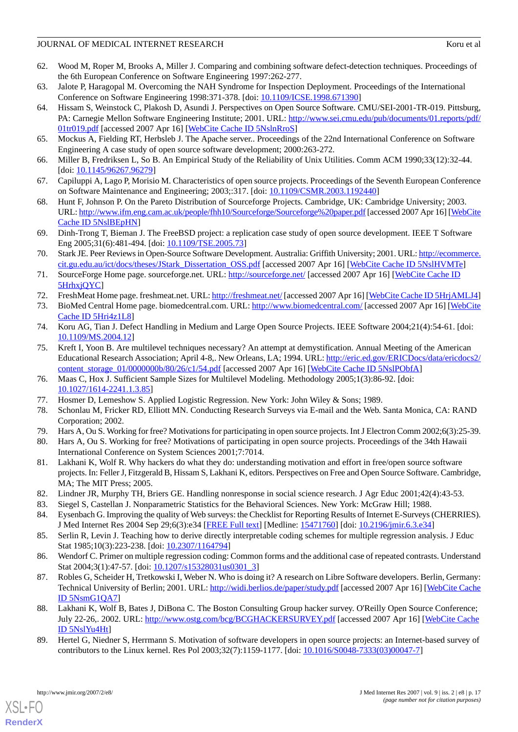62. Wood M, Roper M, Brooks A, Miller J. Comparing and combining software defect-detection techniques. Proceedings of the 6th European Conference on Software Engineering 1997:262-277.
63. Jalote P, Haragopal M. Overcoming the NAH Syndrome for Inspection Deployment. Proceedings of the International Conference on Software Engineering 1998:371-378. [doi: 10.1109/ICSE.1998.671390]
64. Hissam S, Weinstock C, Plakosh D, Asundi J. Perspectives on Open Source Software. CMU/SEI-2001-TR-019. Pittsburg, PA: Carnegie Mellon Software Engineering Institute; 2001. URL: http://www.sei.cmu.edu/pub/documents/01.reports/pdf/01tr019.pdf [accessed 2007 Apr 16] [WebCite Cache ID 5NslnRroS]
65. Mockus A, Fielding RT, Herbsleb J. The Apache server.. Proceedings of the 22nd International Conference on Software Engineering A case study of open source software development; 2000:263-272.
66. Miller B, Fredriksen L, So B. An Empirical Study of the Reliability of Unix Utilities. Comm ACM 1990;33(12):32-44. [doi: 10.1145/96267.96279]
67. Capiluppi A, Lago P, Morisio M. Characteristics of open source projects. Proceedings of the Seventh European Conference on Software Maintenance and Engineering; 2003;:317. [doi: 10.1109/CSMR.2003.1192440]
68. Hunt F, Johnson P. On the Pareto Distribution of Sourceforge Projects. Cambridge, UK: Cambridge University; 2003. URL: http://www.ifm.eng.cam.ac.uk/people/fhh10/Sourceforge/Sourceforge%20paper.pdf [accessed 2007 Apr 16] [WebCite Cache ID 5NslBEpHN]
69. Dinh-Trong T, Bieman J. The FreeBSD project: a replication case study of open source development. IEEE T Software Eng 2005;31(6):481-494. [doi: 10.1109/TSE.2005.73]
70. Stark JE. Peer Reviews in Open-Source Software Development. Australia: Griffith University; 2001. URL: http://ecommerce.cit.gu.edu.au/ict/docs/theses/JStark_Dissertation_OSS.pdf [accessed 2007 Apr 16] [WebCite Cache ID 5NslHVMTe]
71. SourceForge Home page. sourceforge.net. URL: http://sourceforge.net/ [accessed 2007 Apr 16] [WebCite Cache ID 5HrhxjQYC]
72. FreshMeat Home page. freshmeat.net. URL: http://freshmeat.net/ [accessed 2007 Apr 16] [WebCite Cache ID 5HrjAMLJ4]
73. BioMed Central Home page. biomedcentral.com. URL: http://www.biomedcentral.com/ [accessed 2007 Apr 16] [WebCite Cache ID 5Hri4z1L8]
74. Koru AG, Tian J. Defect Handling in Medium and Large Open Source Projects. IEEE Software 2004;21(4):54-61. [doi: 10.1109/MS.2004.12]
75. Kreft I, Yoon B. Are multilevel techniques necessary? An attempt at demystification. Annual Meeting of the American Educational Research Association; April 4-8,. New Orleans, LA; 1994. URL: http://eric.ed.gov/ERICDocs/data/ericdocs2/content_storage_01/0000000b/80/26/c1/54.pdf [accessed 2007 Apr 16] [WebCite Cache ID 5NslPObfA]
76. Maas C, Hox J. Sufficient Sample Sizes for Multilevel Modeling. Methodology 2005;1(3):86-92. [doi: 10.1027/1614-2241.1.3.85]
77. Hosmer D, Lemeshow S. Applied Logistic Regression. New York: John Wiley & Sons; 1989.
78. Schonlau M, Fricker RD, Elliott MN. Conducting Research Surveys via E-mail and the Web. Santa Monica, CA: RAND Corporation; 2002.
79. Hars A, Ou S. Working for free? Motivations for participating in open source projects. Int J Electron Comm 2002;6(3):25-39.
80. Hars A, Ou S. Working for free? Motivations of participating in open source projects. Proceedings of the 34th Hawaii International Conference on System Sciences 2001;7:7014.
81. Lakhani K, Wolf R. Why hackers do what they do: understanding motivation and effort in free/open source software projects. In: Feller J, Fitzgerald B, Hissam S, Lakhani K, editors. Perspectives on Free and Open Source Software. Cambridge, MA; The MIT Press; 2005.
82. Lindner JR, Murphy TH, Briers GE. Handling nonresponse in social science research. J Agr Educ 2001;42(4):43-53.
83. Siegel S, Castellan J. Nonparametric Statistics for the Behavioral Sciences. New York: McGraw Hill; 1988.
84. Eysenbach G. Improving the quality of Web surveys: the Checklist for Reporting Results of Internet E-Surveys (CHERRIES). J Med Internet Res 2004 Sep 29;6(3):e34 [FREE Full text] [Medline: 15471760] [doi: 10.2196/jmir.6.3.e34]
85. Serlin R, Levin J. Teaching how to derive directly interpretable coding schemes for multiple regression analysis. J Educ Stat 1985;10(3):223-238. [doi: 10.2307/1164794]
86. Wendorf C. Primer on multiple regression coding: Common forms and the additional case of repeated contrasts. Understand Stat 2004;3(1):47-57. [doi: 10.1207/s15328031us0301_3]
87. Robles G, Scheider H, Tretkowski I, Weber N. Who is doing it? A research on Libre Software developers. Berlin, Germany: Technical University of Berlin; 2001. URL: http://widi.berlios.de/paper/study.pdf [accessed 2007 Apr 16] [WebCite Cache ID 5NsmG1QA7]
88. Lakhani K, Wolf B, Bates J, DiBona C. The Boston Consulting Group hacker survey. O'Reilly Open Source Conference; July 22-26,. 2002. URL: http://www.ostg.com/bcg/BCGHACKERSURVEY.pdf [accessed 2007 Apr 16] [WebCite Cache ID 5NslYu4Ht]
89. Hertel G, Niedner S, Herrmann S. Motivation of software developers in open source projects: an Internet-based survey of contributors to the Linux kernel. Res Pol 2003;32(7):1159-1177. [doi: 10.1016/S0048-7333(03)00047-7]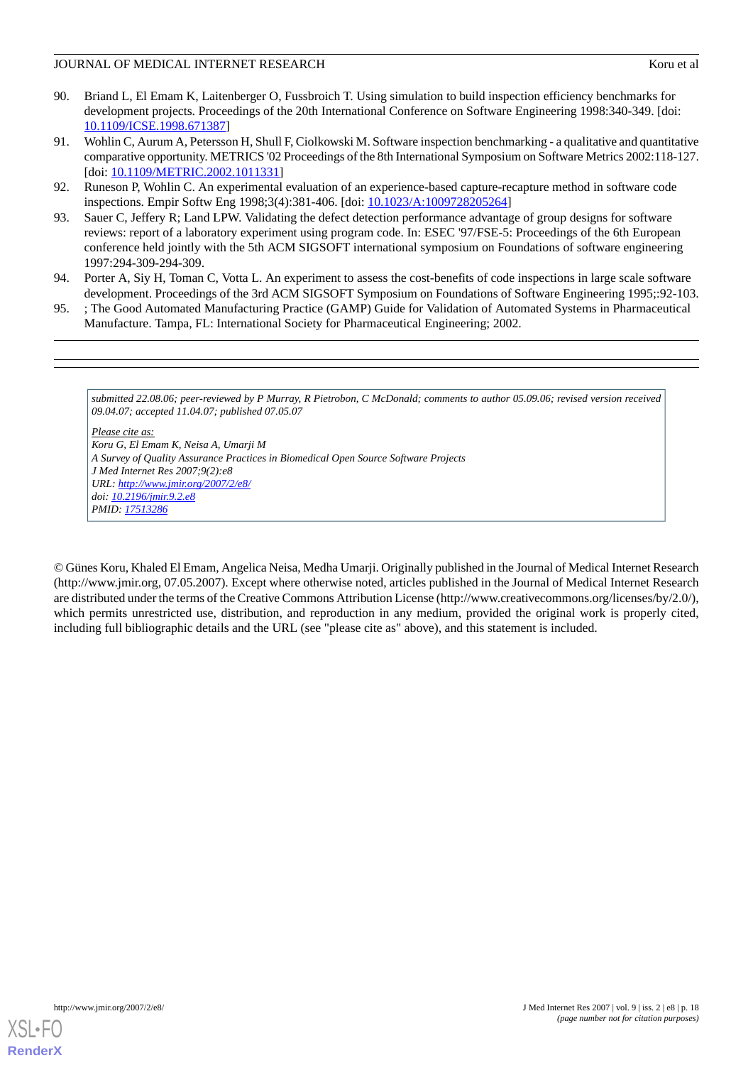90. Briand L, El Emam K, Laitenberger O, Fussbroich T. Using simulation to build inspection efficiency benchmarks for development projects. Proceedings of the 20th International Conference on Software Engineering 1998:340-349. [doi: 10.1109/ICSE.1998.671387]
91. Wohlin C, Aurum A, Petersson H, Shull F, Ciolkowski M. Software inspection benchmarking - a qualitative and quantitative comparative opportunity. METRICS '02 Proceedings of the 8th International Symposium on Software Metrics 2002:118-127. [doi: 10.1109/METRIC.2002.1011331]
92. Runeson P, Wohlin C. An experimental evaluation of an experience-based capture-recapture method in software code inspections. Empir Softw Eng 1998;3(4):381-406. [doi: 10.1023/A:1009728205264]
93. Sauer C, Jeffery R; Land LPW. Validating the defect detection performance advantage of group designs for software reviews: report of a laboratory experiment using program code. In: ESEC '97/FSE-5: Proceedings of the 6th European conference held jointly with the 5th ACM SIGSOFT international symposium on Foundations of software engineering 1997:294-309-294-309.
94. Porter A, Siy H, Toman C, Votta L. An experiment to assess the cost-benefits of code inspections in large scale software development. Proceedings of the 3rd ACM SIGSOFT Symposium on Foundations of Software Engineering 1995;:92-103.
95. ; The Good Automated Manufacturing Practice (GAMP) Guide for Validation of Automated Systems in Pharmaceutical Manufacture. Tampa, FL: International Society for Pharmaceutical Engineering; 2002.

---

*submitted 22.08.06; peer-reviewed by P Murray, R Pietrobon, C McDonald; comments to author 05.09.06; revised version received 09.04.07; accepted 11.04.07; published 07.05.07*

*Please cite as:*
*Koru G, El Emam K, Neisa A, Umarji M*
*A Survey of Quality Assurance Practices in Biomedical Open Source Software Projects*
*J Med Internet Res 2007;9(2):e8*
*URL: http://www.jmir.org/2007/2/e8/*
*doi: 10.2196/jmir.9.2.e8*
*PMID: 17513286*

© Günes Koru, Khaled El Emam, Angelica Neisa, Medha Umarji. Originally published in the Journal of Medical Internet Research (http://www.jmir.org, 07.05.2007). Except where otherwise noted, articles published in the Journal of Medical Internet Research are distributed under the terms of the Creative Commons Attribution License (http://www.creativecommons.org/licenses/by/2.0/), which permits unrestricted use, distribution, and reproduction in any medium, provided the original work is properly cited, including full bibliographic details and the URL (see "please cite as" above), and this statement is included.